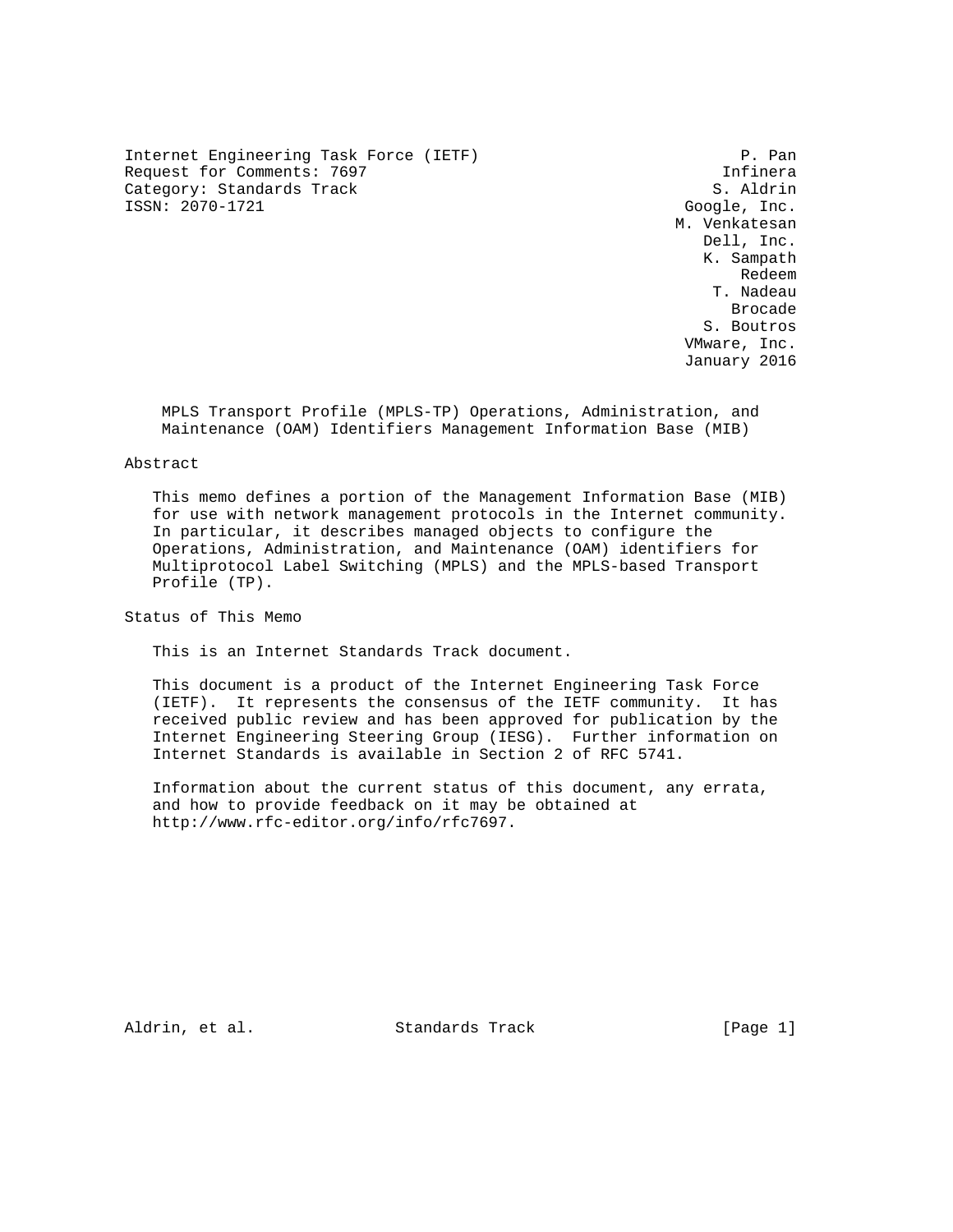Internet Engineering Task Force (IETF) P. Pan
Request for Comments: 7697 Infinera
Category: Standards Track S. Aldrin
ISSN: 2070-1721 Google, Inc.
M. Venkatesan
Dell, Inc.
K. Sampath
Redeem
T. Nadeau
Brocade
S. Boutros
VMware, Inc.
January 2016

# MPLS Transport Profile (MPLS-TP) Operations, Administration, and Maintenance (OAM) Identifiers Management Information Base (MIB)

## Abstract

This memo defines a portion of the Management Information Base (MIB) for use with network management protocols in the Internet community. In particular, it describes managed objects to configure the Operations, Administration, and Maintenance (OAM) identifiers for Multiprotocol Label Switching (MPLS) and the MPLS-based Transport Profile (TP).

## Status of This Memo

This is an Internet Standards Track document.

This document is a product of the Internet Engineering Task Force (IETF). It represents the consensus of the IETF community. It has received public review and has been approved for publication by the Internet Engineering Steering Group (IESG). Further information on Internet Standards is available in Section 2 of RFC 5741.

Information about the current status of this document, any errata, and how to provide feedback on it may be obtained at http://www.rfc-editor.org/info/rfc7697.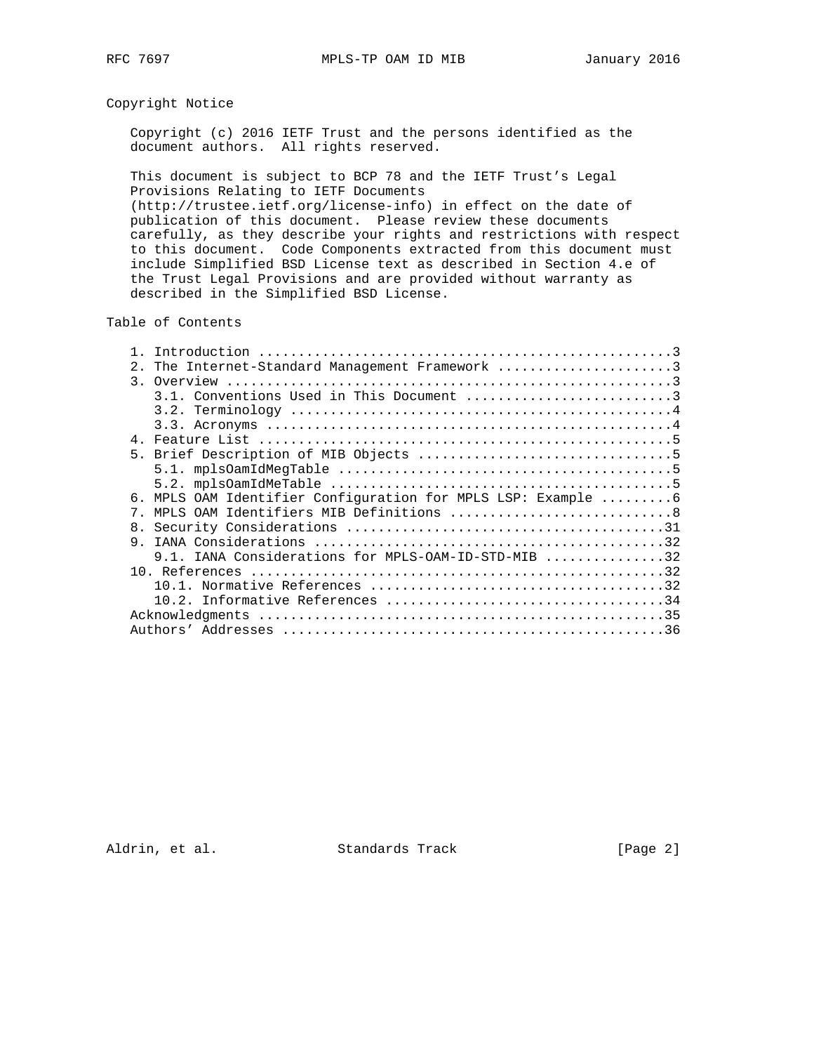## Copyright Notice

Copyright (c) 2016 IETF Trust and the persons identified as the document authors. All rights reserved.

This document is subject to BCP 78 and the IETF Trust's Legal Provisions Relating to IETF Documents (http://trustee.ietf.org/license-info) in effect on the date of publication of this document. Please review these documents carefully, as they describe your rights and restrictions with respect to this document. Code Components extracted from this document must include Simplified BSD License text as described in Section 4.e of the Trust Legal Provisions and are provided without warranty as described in the Simplified BSD License.

## Table of Contents

```
   1. Introduction ....................................................3
   2. The Internet-Standard Management Framework ......................3
   3. Overview ........................................................3
      3.1. Conventions Used in This Document ..........................3
      3.2. Terminology ................................................4
      3.3. Acronyms ...................................................4
   4. Feature List ....................................................5
   5. Brief Description of MIB Objects ................................5
      5.1. mplsOamIdMegTable ..........................................5
      5.2. mplsOamIdMeTable ...........................................5
   6. MPLS OAM Identifier Configuration for MPLS LSP: Example .........6
   7. MPLS OAM Identifiers MIB Definitions ............................8
   8. Security Considerations ........................................31
   9. IANA Considerations ............................................32
      9.1. IANA Considerations for MPLS-OAM-ID-STD-MIB ...............32
   10. References ....................................................32
      10.1. Normative References .....................................32
      10.2. Informative References ...................................34
   Acknowledgments ...................................................35
   Authors' Addresses ................................................36
```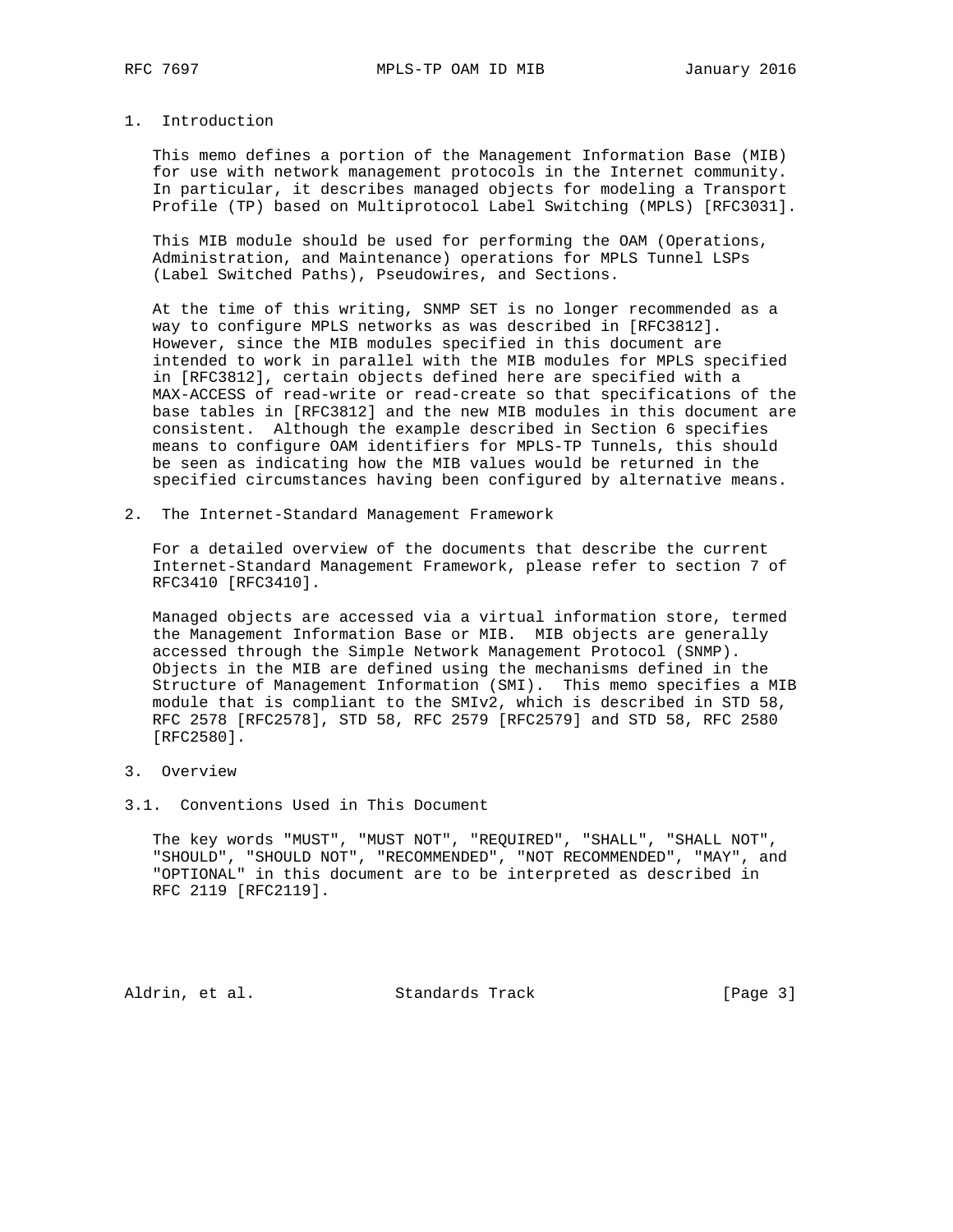# 1. Introduction

This memo defines a portion of the Management Information Base (MIB) for use with network management protocols in the Internet community. In particular, it describes managed objects for modeling a Transport Profile (TP) based on Multiprotocol Label Switching (MPLS) [RFC3031].

This MIB module should be used for performing the OAM (Operations, Administration, and Maintenance) operations for MPLS Tunnel LSPs (Label Switched Paths), Pseudowires, and Sections.

At the time of this writing, SNMP SET is no longer recommended as a way to configure MPLS networks as was described in [RFC3812]. However, since the MIB modules specified in this document are intended to work in parallel with the MIB modules for MPLS specified in [RFC3812], certain objects defined here are specified with a MAX-ACCESS of read-write or read-create so that specifications of the base tables in [RFC3812] and the new MIB modules in this document are consistent. Although the example described in Section 6 specifies means to configure OAM identifiers for MPLS-TP Tunnels, this should be seen as indicating how the MIB values would be returned in the specified circumstances having been configured by alternative means.

# 2. The Internet-Standard Management Framework

For a detailed overview of the documents that describe the current Internet-Standard Management Framework, please refer to section 7 of RFC3410 [RFC3410].

Managed objects are accessed via a virtual information store, termed the Management Information Base or MIB. MIB objects are generally accessed through the Simple Network Management Protocol (SNMP). Objects in the MIB are defined using the mechanisms defined in the Structure of Management Information (SMI). This memo specifies a MIB module that is compliant to the SMIv2, which is described in STD 58, RFC 2578 [RFC2578], STD 58, RFC 2579 [RFC2579] and STD 58, RFC 2580 [RFC2580].

# 3. Overview

## 3.1. Conventions Used in This Document

The key words "MUST", "MUST NOT", "REQUIRED", "SHALL", "SHALL NOT", "SHOULD", "SHOULD NOT", "RECOMMENDED", "NOT RECOMMENDED", "MAY", and "OPTIONAL" in this document are to be interpreted as described in RFC 2119 [RFC2119].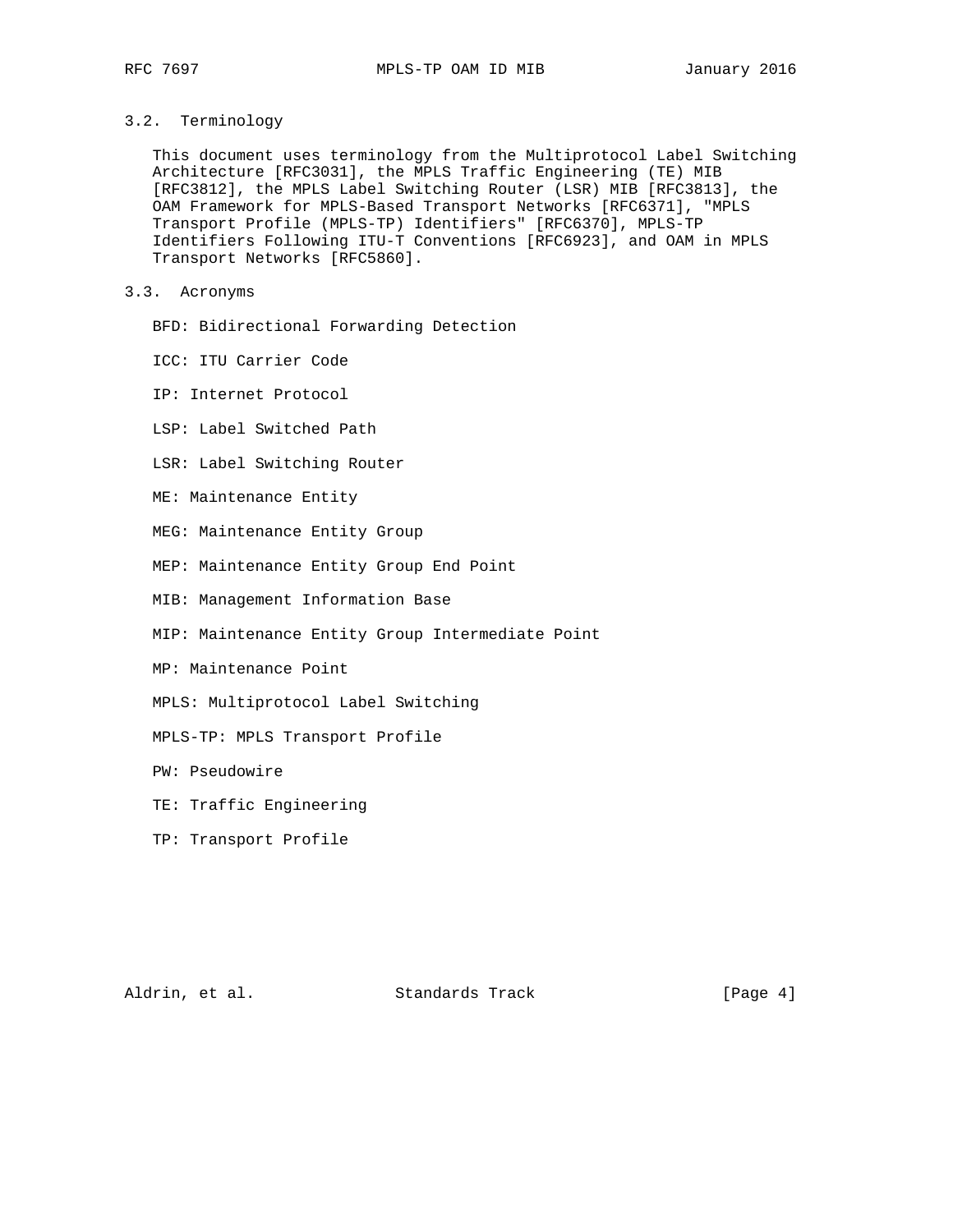### 3.2. Terminology

This document uses terminology from the Multiprotocol Label Switching Architecture [RFC3031], the MPLS Traffic Engineering (TE) MIB [RFC3812], the MPLS Label Switching Router (LSR) MIB [RFC3813], the OAM Framework for MPLS-Based Transport Networks [RFC6371], "MPLS Transport Profile (MPLS-TP) Identifiers" [RFC6370], MPLS-TP Identifiers Following ITU-T Conventions [RFC6923], and OAM in MPLS Transport Networks [RFC5860].

### 3.3. Acronyms

BFD: Bidirectional Forwarding Detection

ICC: ITU Carrier Code

IP: Internet Protocol

LSP: Label Switched Path

LSR: Label Switching Router

ME: Maintenance Entity

MEG: Maintenance Entity Group

MEP: Maintenance Entity Group End Point

MIB: Management Information Base

MIP: Maintenance Entity Group Intermediate Point

MP: Maintenance Point

MPLS: Multiprotocol Label Switching

MPLS-TP: MPLS Transport Profile

PW: Pseudowire

TE: Traffic Engineering

TP: Transport Profile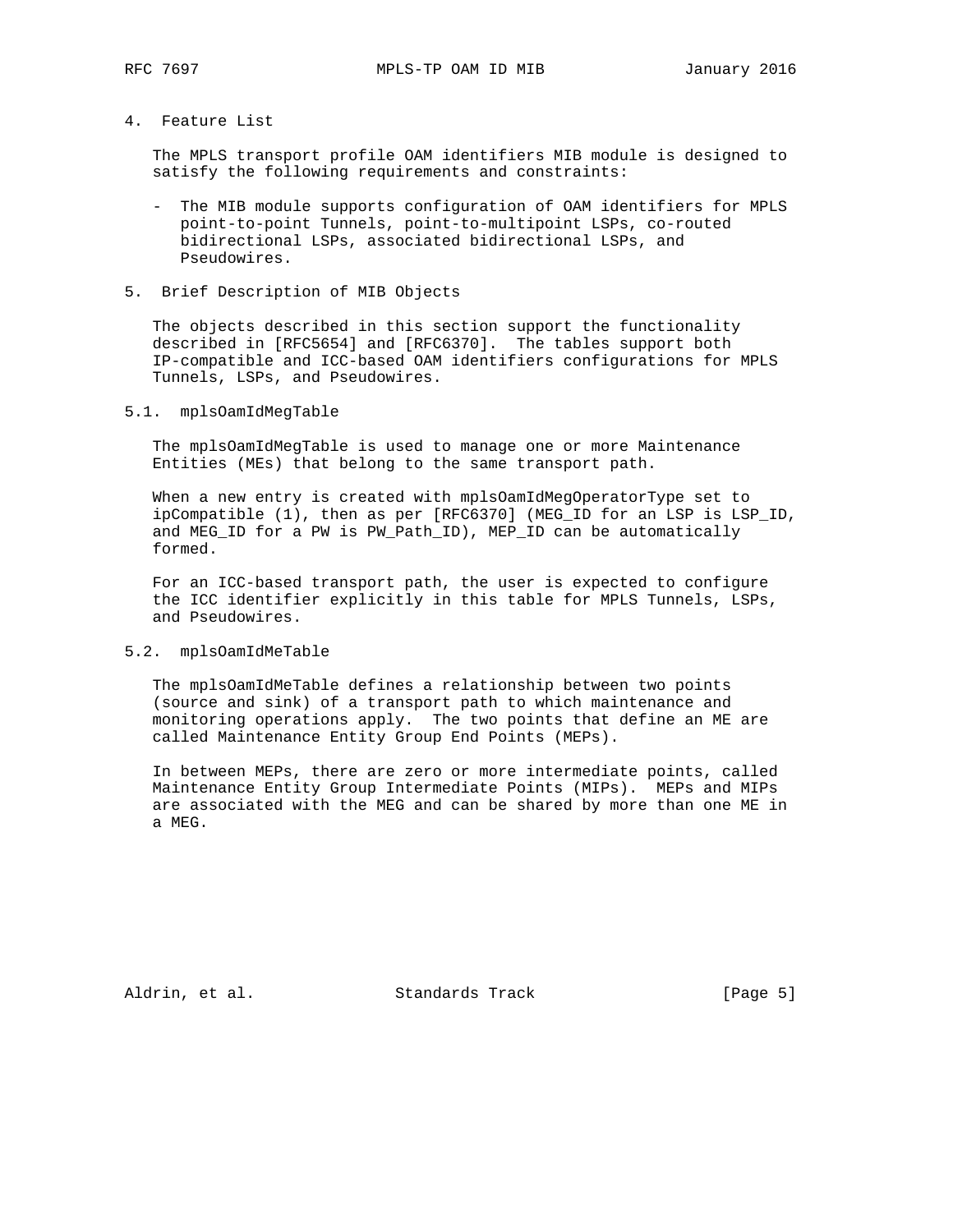## 4. Feature List

The MPLS transport profile OAM identifiers MIB module is designed to satisfy the following requirements and constraints:

- The MIB module supports configuration of OAM identifiers for MPLS point-to-point Tunnels, point-to-multipoint LSPs, co-routed bidirectional LSPs, associated bidirectional LSPs, and Pseudowires.

## 5. Brief Description of MIB Objects

The objects described in this section support the functionality described in [RFC5654] and [RFC6370]. The tables support both IP-compatible and ICC-based OAM identifiers configurations for MPLS Tunnels, LSPs, and Pseudowires.

### 5.1. mplsOamIdMegTable

The mplsOamIdMegTable is used to manage one or more Maintenance Entities (MEs) that belong to the same transport path.

When a new entry is created with mplsOamIdMegOperatorType set to ipCompatible (1), then as per [RFC6370] (MEG_ID for an LSP is LSP_ID, and MEG_ID for a PW is PW_Path_ID), MEP_ID can be automatically formed.

For an ICC-based transport path, the user is expected to configure the ICC identifier explicitly in this table for MPLS Tunnels, LSPs, and Pseudowires.

### 5.2. mplsOamIdMeTable

The mplsOamIdMeTable defines a relationship between two points (source and sink) of a transport path to which maintenance and monitoring operations apply. The two points that define an ME are called Maintenance Entity Group End Points (MEPs).

In between MEPs, there are zero or more intermediate points, called Maintenance Entity Group Intermediate Points (MIPs). MEPs and MIPs are associated with the MEG and can be shared by more than one ME in a MEG.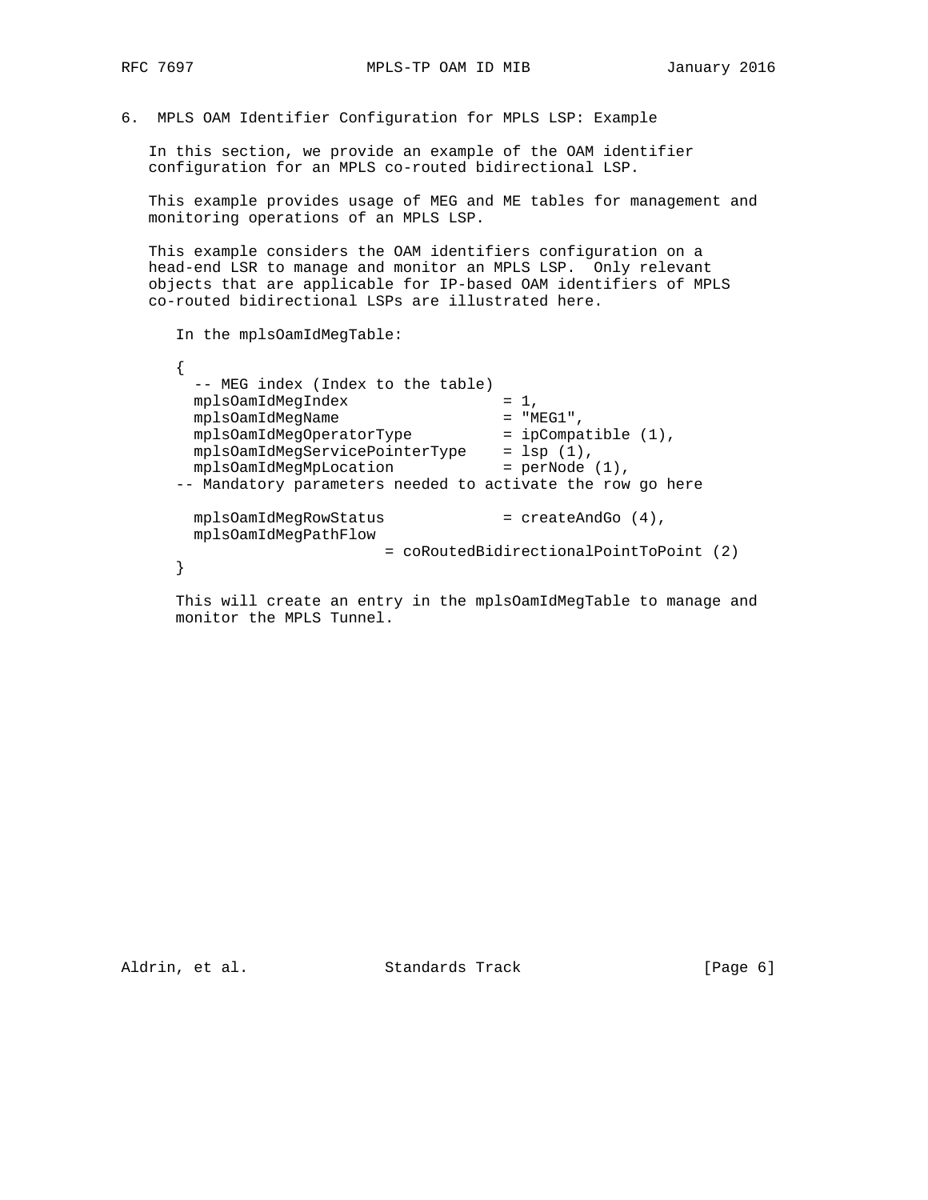## 6. MPLS OAM Identifier Configuration for MPLS LSP: Example

In this section, we provide an example of the OAM identifier configuration for an MPLS co-routed bidirectional LSP.

This example provides usage of MEG and ME tables for management and monitoring operations of an MPLS LSP.

This example considers the OAM identifiers configuration on a head-end LSR to manage and monitor an MPLS LSP. Only relevant objects that are applicable for IP-based OAM identifiers of MPLS co-routed bidirectional LSPs are illustrated here.

In the mplsOamIdMegTable:

```
{
  -- MEG index (Index to the table)
  mplsOamIdMegIndex                 = 1,
  mplsOamIdMegName                  = "MEG1",
  mplsOamIdMegOperatorType          = ipCompatible (1),
  mplsOamIdMegServicePointerType    = lsp (1),
  mplsOamIdMegMpLocation            = perNode (1),
-- Mandatory parameters needed to activate the row go here

  mplsOamIdMegRowStatus             = createAndGo (4),
  mplsOamIdMegPathFlow
                       = coRoutedBidirectionalPointToPoint (2)
}
```

This will create an entry in the mplsOamIdMegTable to manage and monitor the MPLS Tunnel.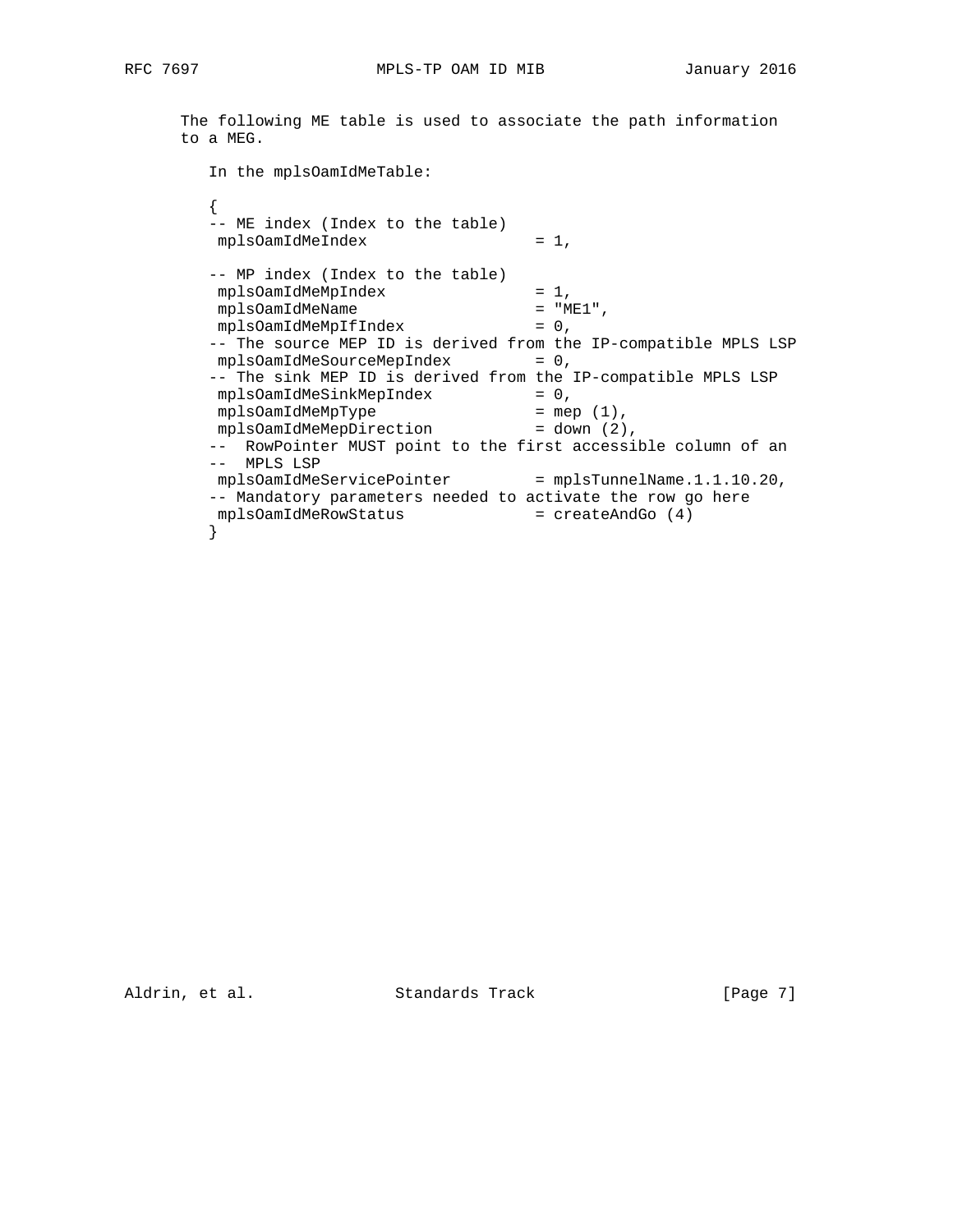The following ME table is used to associate the path information to a MEG.

In the mplsOamIdMeTable:

```
{
-- ME index (Index to the table)
 mplsOamIdMeIndex                  = 1,

-- MP index (Index to the table)
 mplsOamIdMeMpIndex                = 1,
 mplsOamIdMeName                   = "ME1",
 mplsOamIdMeMpIfIndex              = 0,
-- The source MEP ID is derived from the IP-compatible MPLS LSP
 mplsOamIdMeSourceMepIndex         = 0,
-- The sink MEP ID is derived from the IP-compatible MPLS LSP
 mplsOamIdMeSinkMepIndex           = 0,
 mplsOamIdMeMpType                 = mep (1),
 mplsOamIdMeMepDirection           = down (2),
--  RowPointer MUST point to the first accessible column of an
--  MPLS LSP
 mplsOamIdMeServicePointer         = mplsTunnelName.1.1.10.20,
-- Mandatory parameters needed to activate the row go here
 mplsOamIdMeRowStatus              = createAndGo (4)
}
```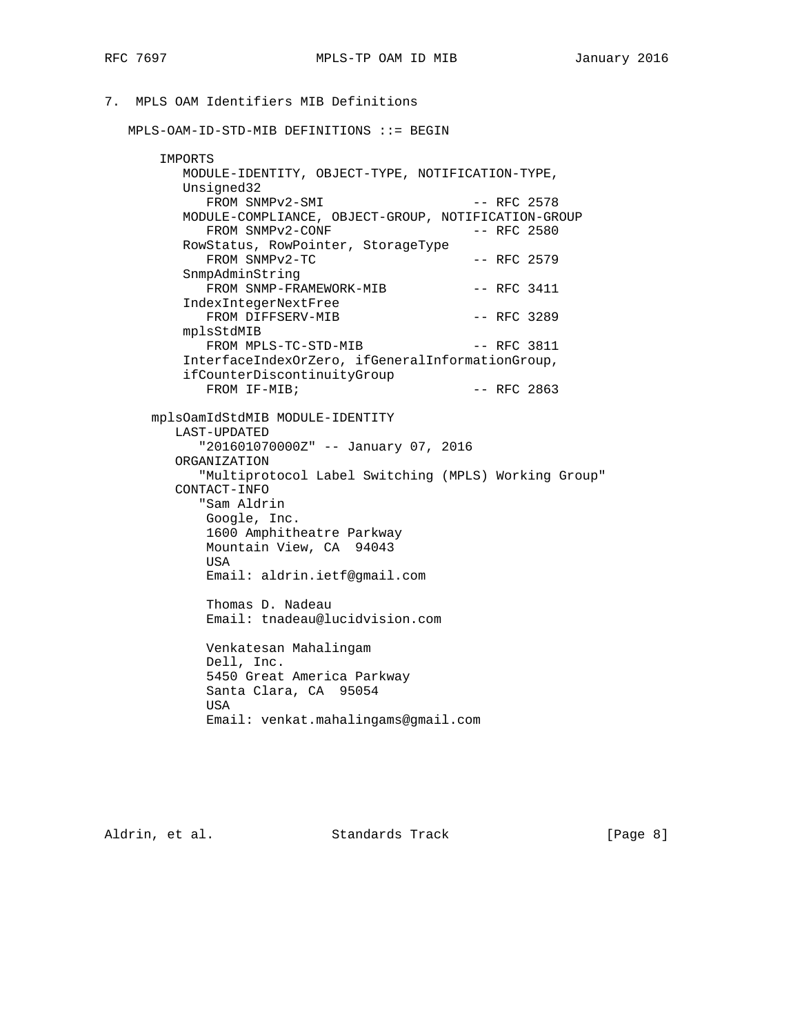## 7. MPLS OAM Identifiers MIB Definitions

```
MPLS-OAM-ID-STD-MIB DEFINITIONS ::= BEGIN

    IMPORTS
       MODULE-IDENTITY, OBJECT-TYPE, NOTIFICATION-TYPE,
       Unsigned32
          FROM SNMPv2-SMI                    -- RFC 2578
       MODULE-COMPLIANCE, OBJECT-GROUP, NOTIFICATION-GROUP
          FROM SNMPv2-CONF                   -- RFC 2580
       RowStatus, RowPointer, StorageType
          FROM SNMPv2-TC                     -- RFC 2579
       SnmpAdminString
          FROM SNMP-FRAMEWORK-MIB            -- RFC 3411
       IndexIntegerNextFree
          FROM DIFFSERV-MIB                  -- RFC 3289
       mplsStdMIB
          FROM MPLS-TC-STD-MIB               -- RFC 3811
       InterfaceIndexOrZero, ifGeneralInformationGroup,
       ifCounterDiscontinuityGroup
          FROM IF-MIB;                       -- RFC 2863

  mplsOamIdStdMIB MODULE-IDENTITY
     LAST-UPDATED
        "201601070000Z" -- January 07, 2016
     ORGANIZATION
        "Multiprotocol Label Switching (MPLS) Working Group"
     CONTACT-INFO
        "Sam Aldrin
         Google, Inc.
         1600 Amphitheatre Parkway
         Mountain View, CA  94043
         USA
         Email: aldrin.ietf@gmail.com

         Thomas D. Nadeau
         Email: tnadeau@lucidvision.com

         Venkatesan Mahalingam
         Dell, Inc.
         5450 Great America Parkway
         Santa Clara, CA  95054
         USA
         Email: venkat.mahalingams@gmail.com
```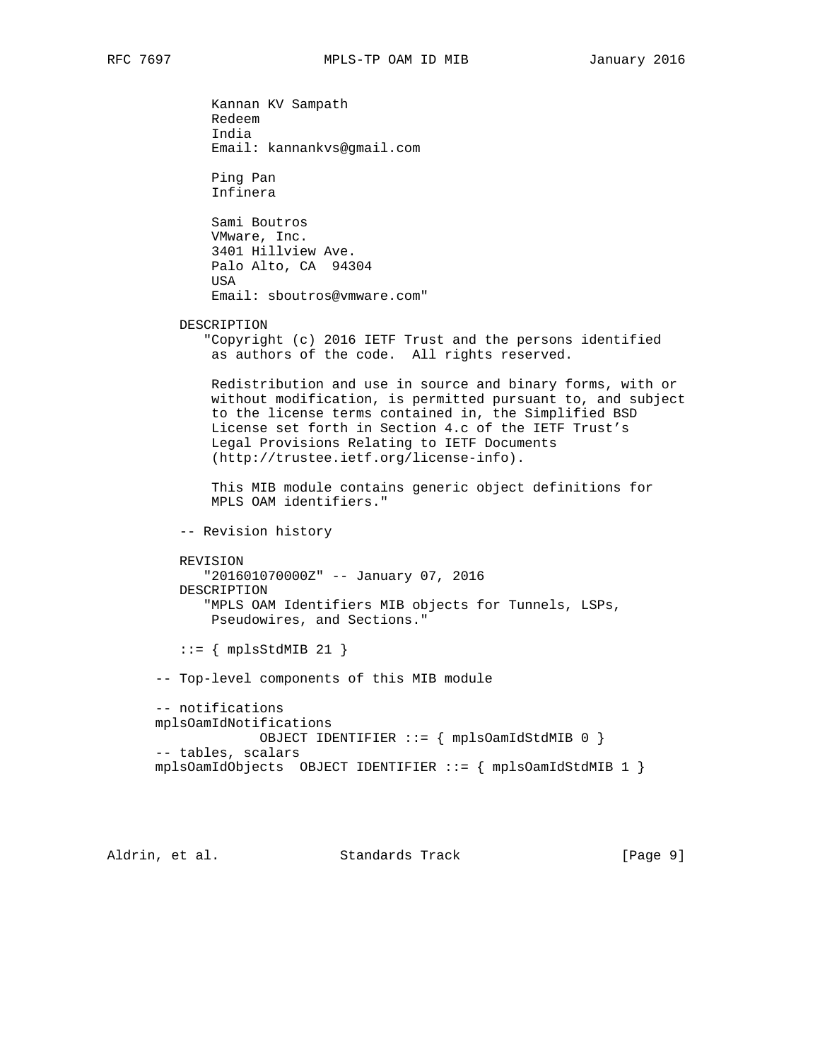```
           Kannan KV Sampath
           Redeem
           India
           Email: kannankvs@gmail.com

           Ping Pan
           Infinera

           Sami Boutros
           VMware, Inc.
           3401 Hillview Ave.
           Palo Alto, CA  94304
           USA
           Email: sboutros@vmware.com"

        DESCRIPTION
          "Copyright (c) 2016 IETF Trust and the persons identified
           as authors of the code.  All rights reserved.

           Redistribution and use in source and binary forms, with or
           without modification, is permitted pursuant to, and subject
           to the license terms contained in, the Simplified BSD
           License set forth in Section 4.c of the IETF Trust's
           Legal Provisions Relating to IETF Documents
           (http://trustee.ietf.org/license-info).

           This MIB module contains generic object definitions for
           MPLS OAM identifiers."

        -- Revision history

        REVISION
          "201601070000Z" -- January 07, 2016
        DESCRIPTION
          "MPLS OAM Identifiers MIB objects for Tunnels, LSPs,
           Pseudowires, and Sections."

        ::= { mplsStdMIB 21 }

     -- Top-level components of this MIB module

     -- notifications
     mplsOamIdNotifications
                 OBJECT IDENTIFIER ::= { mplsOamIdStdMIB 0 }
     -- tables, scalars
     mplsOamIdObjects  OBJECT IDENTIFIER ::= { mplsOamIdStdMIB 1 }
```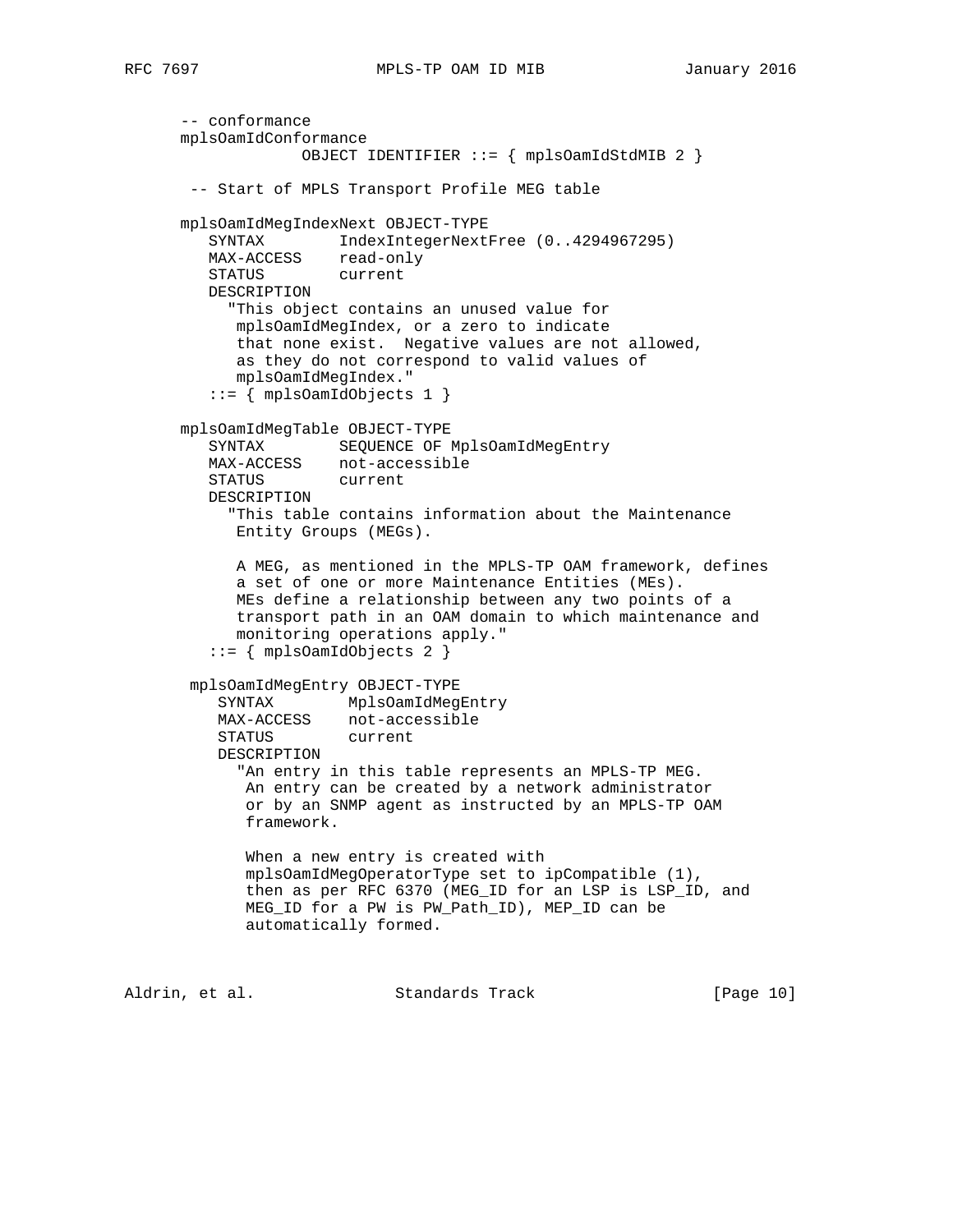```
      -- conformance
      mplsOamIdConformance
                 OBJECT IDENTIFIER ::= { mplsOamIdStdMIB 2 }

       -- Start of MPLS Transport Profile MEG table

      mplsOamIdMegIndexNext OBJECT-TYPE
         SYNTAX        IndexIntegerNextFree (0..4294967295)
         MAX-ACCESS    read-only
         STATUS        current
         DESCRIPTION
           "This object contains an unused value for
            mplsOamIdMegIndex, or a zero to indicate
            that none exist.  Negative values are not allowed,
            as they do not correspond to valid values of
            mplsOamIdMegIndex."
         ::= { mplsOamIdObjects 1 }

      mplsOamIdMegTable OBJECT-TYPE
         SYNTAX        SEQUENCE OF MplsOamIdMegEntry
         MAX-ACCESS    not-accessible
         STATUS        current
         DESCRIPTION
           "This table contains information about the Maintenance
            Entity Groups (MEGs).

            A MEG, as mentioned in the MPLS-TP OAM framework, defines
            a set of one or more Maintenance Entities (MEs).
            MEs define a relationship between any two points of a
            transport path in an OAM domain to which maintenance and
            monitoring operations apply."
         ::= { mplsOamIdObjects 2 }

       mplsOamIdMegEntry OBJECT-TYPE
          SYNTAX        MplsOamIdMegEntry
          MAX-ACCESS    not-accessible
          STATUS        current
          DESCRIPTION
            "An entry in this table represents an MPLS-TP MEG.
             An entry can be created by a network administrator
             or by an SNMP agent as instructed by an MPLS-TP OAM
             framework.

             When a new entry is created with
             mplsOamIdMegOperatorType set to ipCompatible (1),
             then as per RFC 6370 (MEG_ID for an LSP is LSP_ID, and
             MEG_ID for a PW is PW_Path_ID), MEP_ID can be
             automatically formed.
```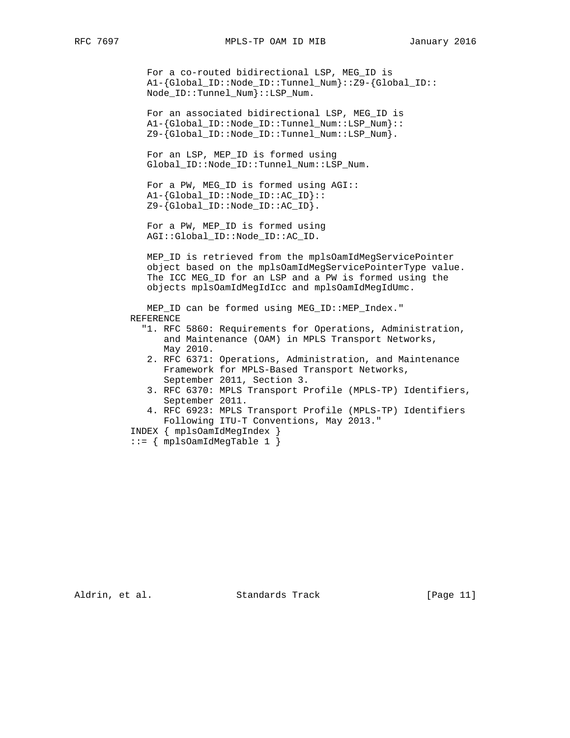```
           For a co-routed bidirectional LSP, MEG_ID is
           A1-{Global_ID::Node_ID::Tunnel_Num}::Z9-{Global_ID::
           Node_ID::Tunnel_Num}::LSP_Num.

           For an associated bidirectional LSP, MEG_ID is
           A1-{Global_ID::Node_ID::Tunnel_Num::LSP_Num}::
           Z9-{Global_ID::Node_ID::Tunnel_Num::LSP_Num}.

           For an LSP, MEP_ID is formed using
           Global_ID::Node_ID::Tunnel_Num::LSP_Num.

           For a PW, MEG_ID is formed using AGI::
           A1-{Global_ID::Node_ID::AC_ID}::
           Z9-{Global_ID::Node_ID::AC_ID}.

           For a PW, MEP_ID is formed using
           AGI::Global_ID::Node_ID::AC_ID.

           MEP_ID is retrieved from the mplsOamIdMegServicePointer
           object based on the mplsOamIdMegServicePointerType value.
           The ICC MEG_ID for an LSP and a PW is formed using the
           objects mplsOamIdMegIdIcc and mplsOamIdMegIdUmc.

           MEP_ID can be formed using MEG_ID::MEP_Index."
       REFERENCE
         "1. RFC 5860: Requirements for Operations, Administration,
             and Maintenance (OAM) in MPLS Transport Networks,
             May 2010.
          2. RFC 6371: Operations, Administration, and Maintenance
             Framework for MPLS-Based Transport Networks,
             September 2011, Section 3.
          3. RFC 6370: MPLS Transport Profile (MPLS-TP) Identifiers,
             September 2011.
          4. RFC 6923: MPLS Transport Profile (MPLS-TP) Identifiers
             Following ITU-T Conventions, May 2013."
       INDEX { mplsOamIdMegIndex }
       ::= { mplsOamIdMegTable 1 }
```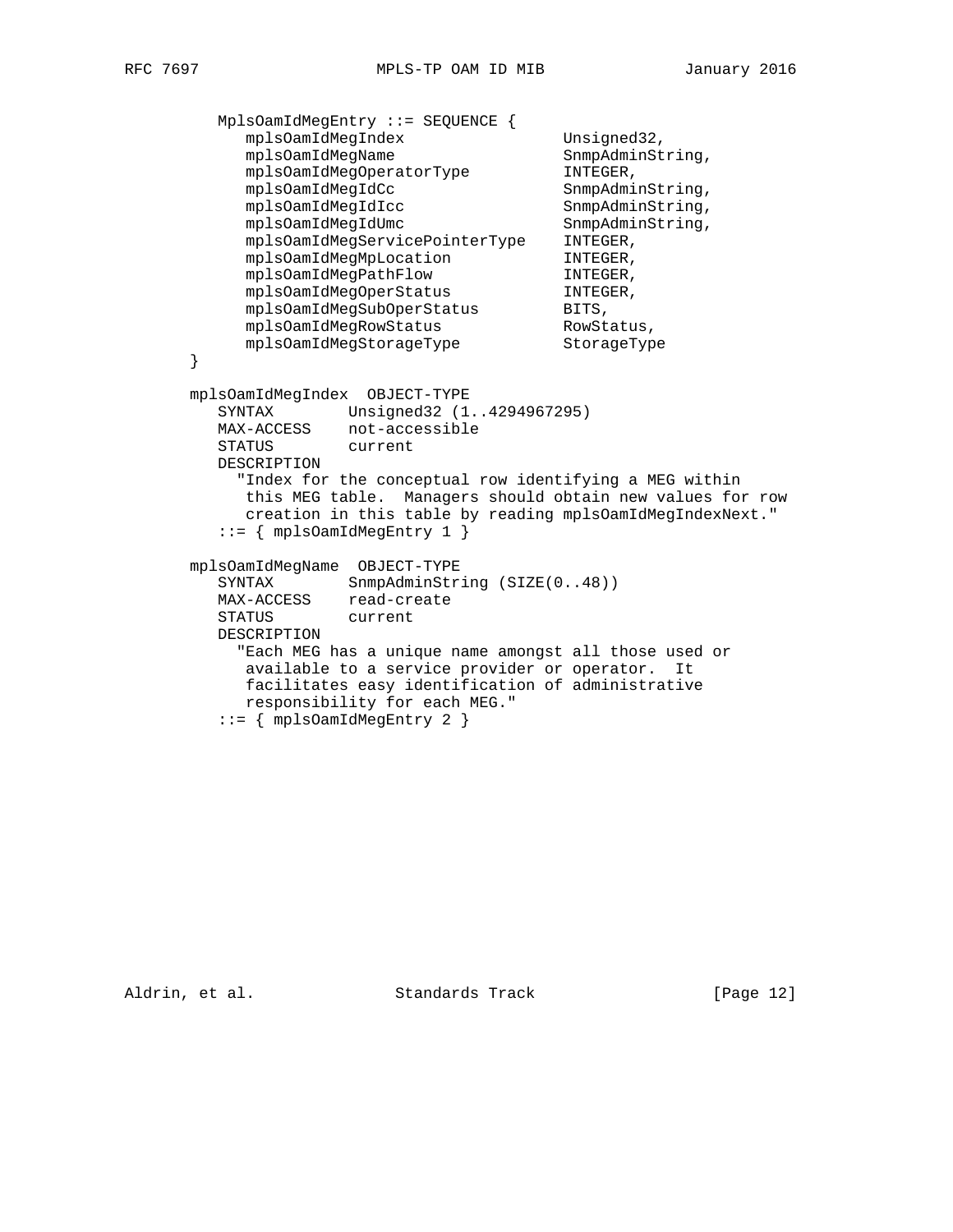```
   MplsOamIdMegEntry ::= SEQUENCE {
      mplsOamIdMegIndex                 Unsigned32,
      mplsOamIdMegName                  SnmpAdminString,
      mplsOamIdMegOperatorType          INTEGER,
      mplsOamIdMegIdCc                  SnmpAdminString,
      mplsOamIdMegIdIcc                 SnmpAdminString,
      mplsOamIdMegIdUmc                 SnmpAdminString,
      mplsOamIdMegServicePointerType    INTEGER,
      mplsOamIdMegMpLocation            INTEGER,
      mplsOamIdMegPathFlow              INTEGER,
      mplsOamIdMegOperStatus            INTEGER,
      mplsOamIdMegSubOperStatus         BITS,
      mplsOamIdMegRowStatus             RowStatus,
      mplsOamIdMegStorageType           StorageType
   }

   mplsOamIdMegIndex  OBJECT-TYPE
      SYNTAX        Unsigned32 (1..4294967295)
      MAX-ACCESS    not-accessible
      STATUS        current
      DESCRIPTION
        "Index for the conceptual row identifying a MEG within
         this MEG table.  Managers should obtain new values for row
         creation in this table by reading mplsOamIdMegIndexNext."
      ::= { mplsOamIdMegEntry 1 }

   mplsOamIdMegName  OBJECT-TYPE
      SYNTAX        SnmpAdminString (SIZE(0..48))
      MAX-ACCESS    read-create
      STATUS        current
      DESCRIPTION
        "Each MEG has a unique name amongst all those used or
         available to a service provider or operator.  It
         facilitates easy identification of administrative
         responsibility for each MEG."
      ::= { mplsOamIdMegEntry 2 }
```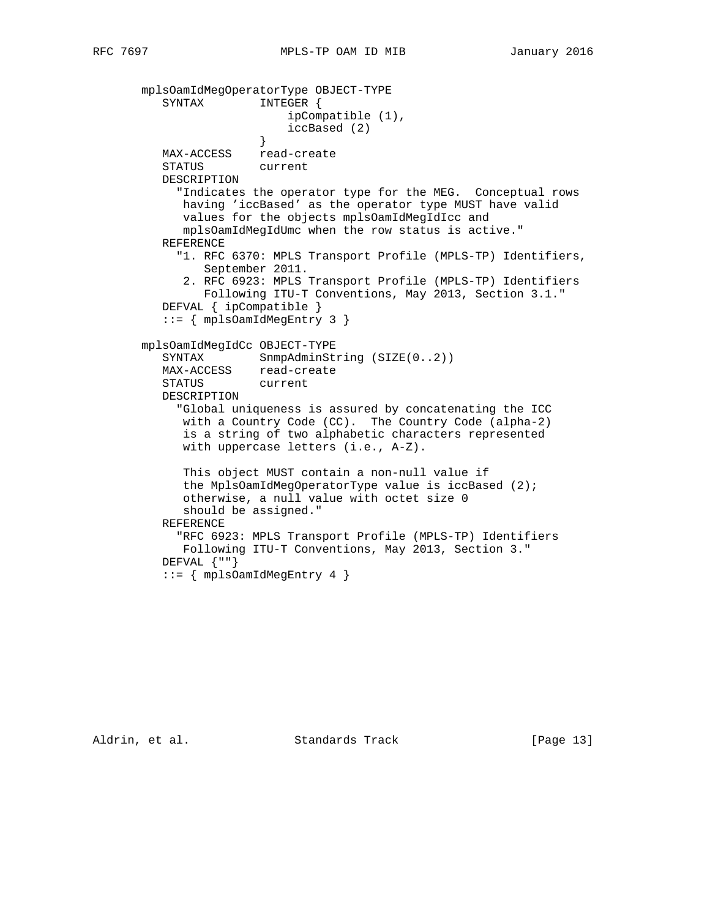```
   mplsOamIdMegOperatorType OBJECT-TYPE
      SYNTAX        INTEGER {
                        ipCompatible (1),
                        iccBased (2)
                    }
      MAX-ACCESS    read-create
      STATUS        current
      DESCRIPTION
        "Indicates the operator type for the MEG.  Conceptual rows
         having 'iccBased' as the operator type MUST have valid
         values for the objects mplsOamIdMegIdIcc and
         mplsOamIdMegIdUmc when the row status is active."
      REFERENCE
        "1. RFC 6370: MPLS Transport Profile (MPLS-TP) Identifiers,
            September 2011.
         2. RFC 6923: MPLS Transport Profile (MPLS-TP) Identifiers
            Following ITU-T Conventions, May 2013, Section 3.1."
      DEFVAL { ipCompatible }
      ::= { mplsOamIdMegEntry 3 }

   mplsOamIdMegIdCc OBJECT-TYPE
      SYNTAX        SnmpAdminString (SIZE(0..2))
      MAX-ACCESS    read-create
      STATUS        current
      DESCRIPTION
        "Global uniqueness is assured by concatenating the ICC
         with a Country Code (CC).  The Country Code (alpha-2)
         is a string of two alphabetic characters represented
         with uppercase letters (i.e., A-Z).

         This object MUST contain a non-null value if
         the MplsOamIdMegOperatorType value is iccBased (2);
         otherwise, a null value with octet size 0
         should be assigned."
      REFERENCE
        "RFC 6923: MPLS Transport Profile (MPLS-TP) Identifiers
         Following ITU-T Conventions, May 2013, Section 3."
      DEFVAL {""}
      ::= { mplsOamIdMegEntry 4 }
```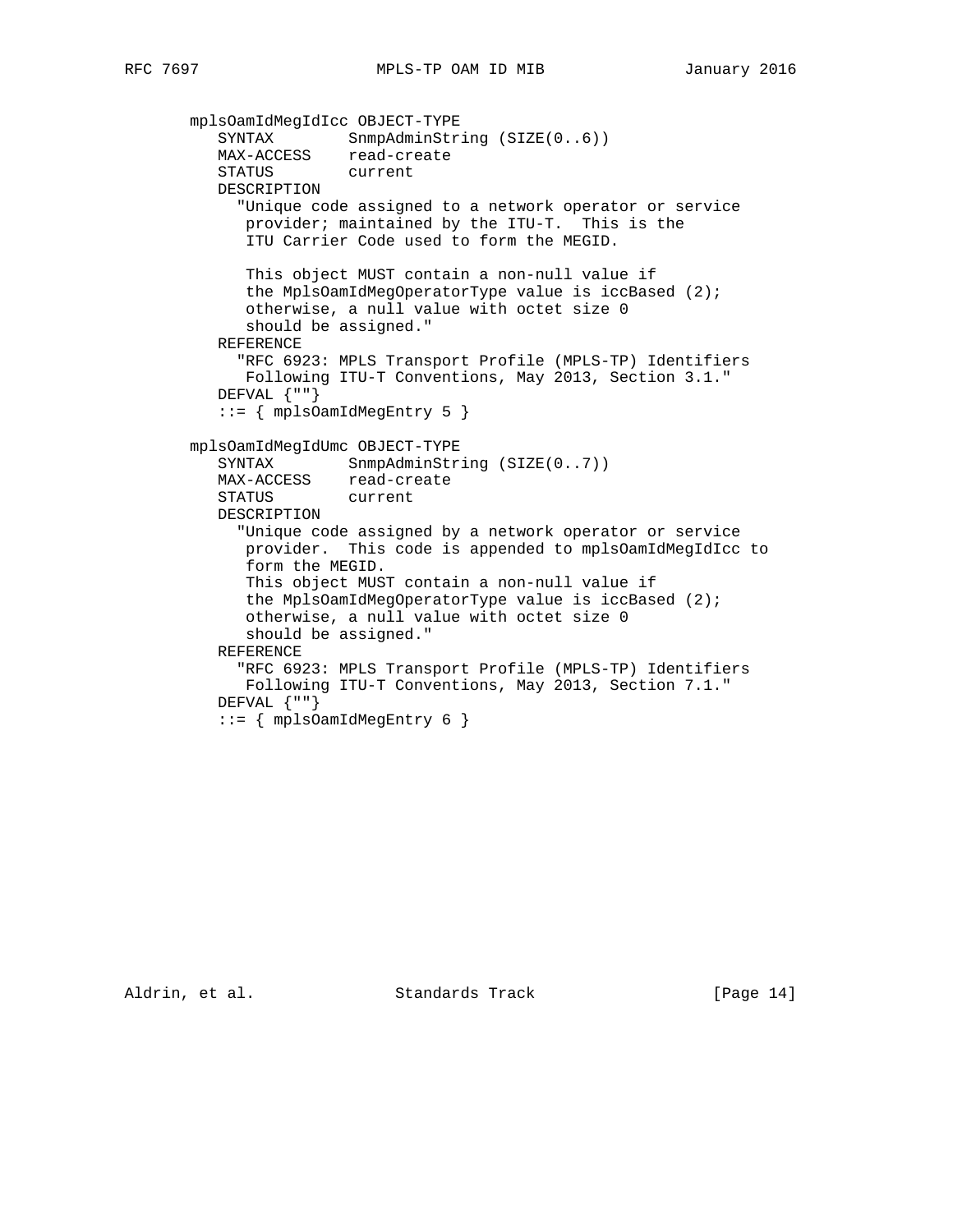```
   mplsOamIdMegIdIcc OBJECT-TYPE
      SYNTAX        SnmpAdminString (SIZE(0..6))
      MAX-ACCESS    read-create
      STATUS        current
      DESCRIPTION
        "Unique code assigned to a network operator or service
         provider; maintained by the ITU-T.  This is the
         ITU Carrier Code used to form the MEGID.

         This object MUST contain a non-null value if
         the MplsOamIdMegOperatorType value is iccBased (2);
         otherwise, a null value with octet size 0
         should be assigned."
      REFERENCE
        "RFC 6923: MPLS Transport Profile (MPLS-TP) Identifiers
         Following ITU-T Conventions, May 2013, Section 3.1."
      DEFVAL {""}
      ::= { mplsOamIdMegEntry 5 }

   mplsOamIdMegIdUmc OBJECT-TYPE
      SYNTAX        SnmpAdminString (SIZE(0..7))
      MAX-ACCESS    read-create
      STATUS        current
      DESCRIPTION
        "Unique code assigned by a network operator or service
         provider.  This code is appended to mplsOamIdMegIdIcc to
         form the MEGID.
         This object MUST contain a non-null value if
         the MplsOamIdMegOperatorType value is iccBased (2);
         otherwise, a null value with octet size 0
         should be assigned."
      REFERENCE
        "RFC 6923: MPLS Transport Profile (MPLS-TP) Identifiers
         Following ITU-T Conventions, May 2013, Section 7.1."
      DEFVAL {""}
      ::= { mplsOamIdMegEntry 6 }
```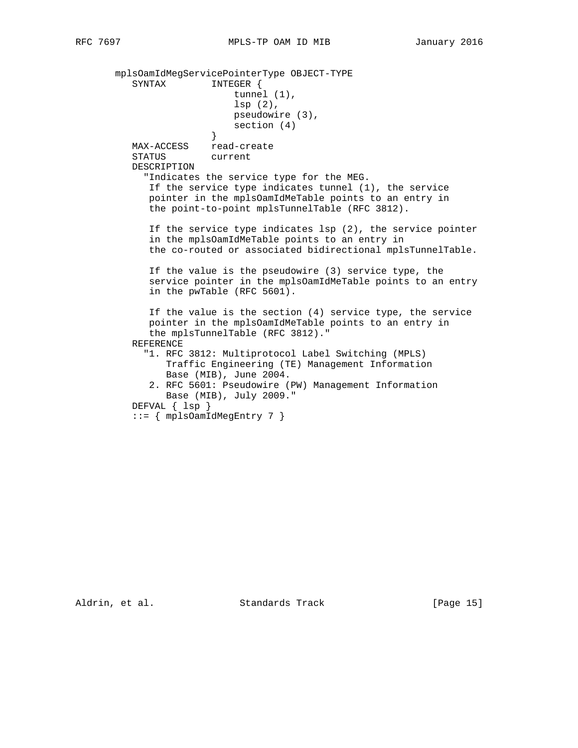```
   mplsOamIdMegServicePointerType OBJECT-TYPE
      SYNTAX        INTEGER {
                        tunnel (1),
                        lsp (2),
                        pseudowire (3),
                        section (4)
                    }
      MAX-ACCESS    read-create
      STATUS        current
      DESCRIPTION
        "Indicates the service type for the MEG.
         If the service type indicates tunnel (1), the service
         pointer in the mplsOamIdMeTable points to an entry in
         the point-to-point mplsTunnelTable (RFC 3812).

         If the service type indicates lsp (2), the service pointer
         in the mplsOamIdMeTable points to an entry in
         the co-routed or associated bidirectional mplsTunnelTable.

         If the value is the pseudowire (3) service type, the
         service pointer in the mplsOamIdMeTable points to an entry
         in the pwTable (RFC 5601).

         If the value is the section (4) service type, the service
         pointer in the mplsOamIdMeTable points to an entry in
         the mplsTunnelTable (RFC 3812)."
      REFERENCE
        "1. RFC 3812: Multiprotocol Label Switching (MPLS)
            Traffic Engineering (TE) Management Information
            Base (MIB), June 2004.
         2. RFC 5601: Pseudowire (PW) Management Information
            Base (MIB), July 2009."
      DEFVAL { lsp }
      ::= { mplsOamIdMegEntry 7 }
```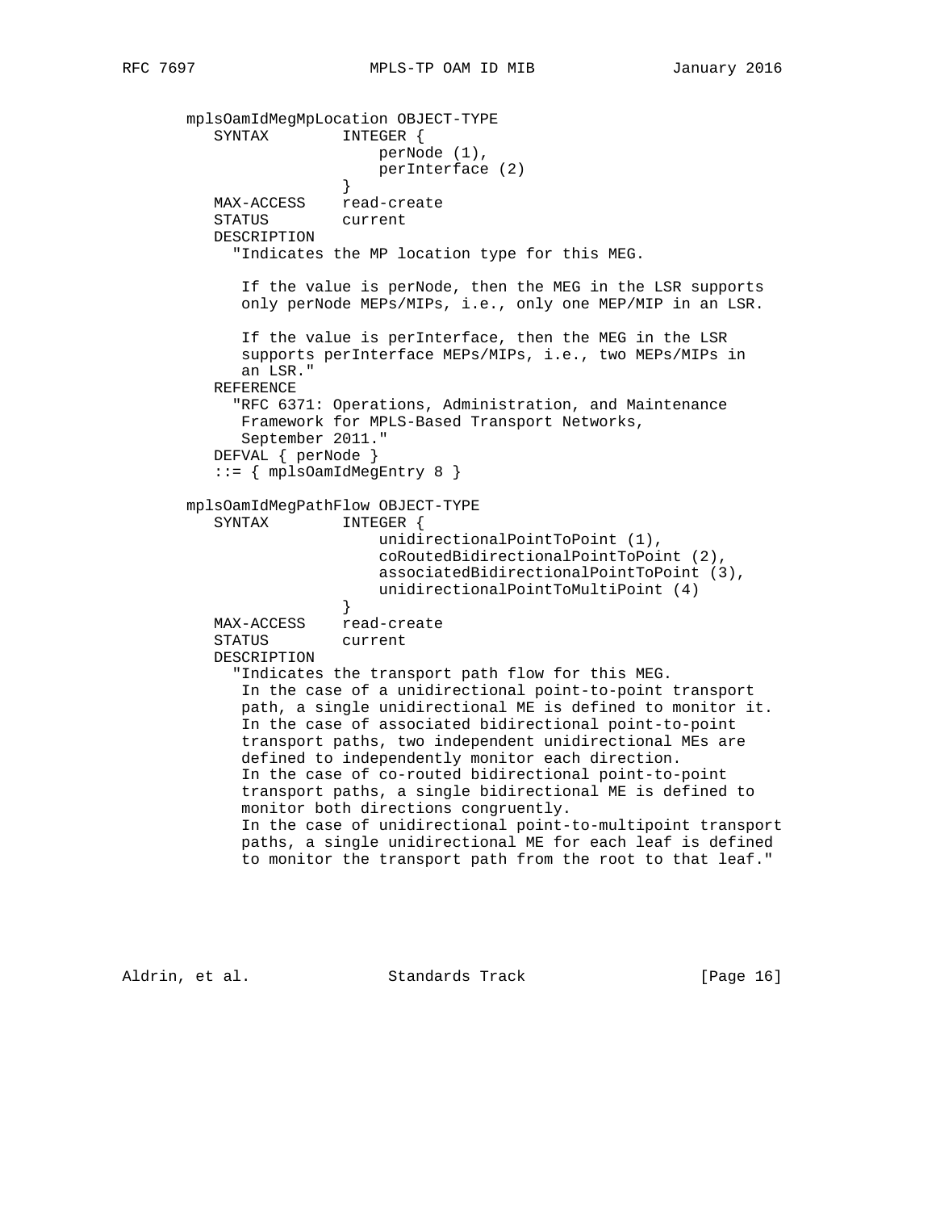```
   mplsOamIdMegMpLocation OBJECT-TYPE
      SYNTAX        INTEGER {
                        perNode (1),
                        perInterface (2)
                    }
      MAX-ACCESS    read-create
      STATUS        current
      DESCRIPTION
        "Indicates the MP location type for this MEG.

         If the value is perNode, then the MEG in the LSR supports
         only perNode MEPs/MIPs, i.e., only one MEP/MIP in an LSR.

         If the value is perInterface, then the MEG in the LSR
         supports perInterface MEPs/MIPs, i.e., two MEPs/MIPs in
         an LSR."
      REFERENCE
        "RFC 6371: Operations, Administration, and Maintenance
         Framework for MPLS-Based Transport Networks,
         September 2011."
      DEFVAL { perNode }
      ::= { mplsOamIdMegEntry 8 }

   mplsOamIdMegPathFlow OBJECT-TYPE
      SYNTAX        INTEGER {
                        unidirectionalPointToPoint (1),
                        coRoutedBidirectionalPointToPoint (2),
                        associatedBidirectionalPointToPoint (3),
                        unidirectionalPointToMultiPoint (4)
                    }
      MAX-ACCESS    read-create
      STATUS        current
      DESCRIPTION
        "Indicates the transport path flow for this MEG.
         In the case of a unidirectional point-to-point transport
         path, a single unidirectional ME is defined to monitor it.
         In the case of associated bidirectional point-to-point
         transport paths, two independent unidirectional MEs are
         defined to independently monitor each direction.
         In the case of co-routed bidirectional point-to-point
         transport paths, a single bidirectional ME is defined to
         monitor both directions congruently.
         In the case of unidirectional point-to-multipoint transport
         paths, a single unidirectional ME for each leaf is defined
         to monitor the transport path from the root to that leaf."
```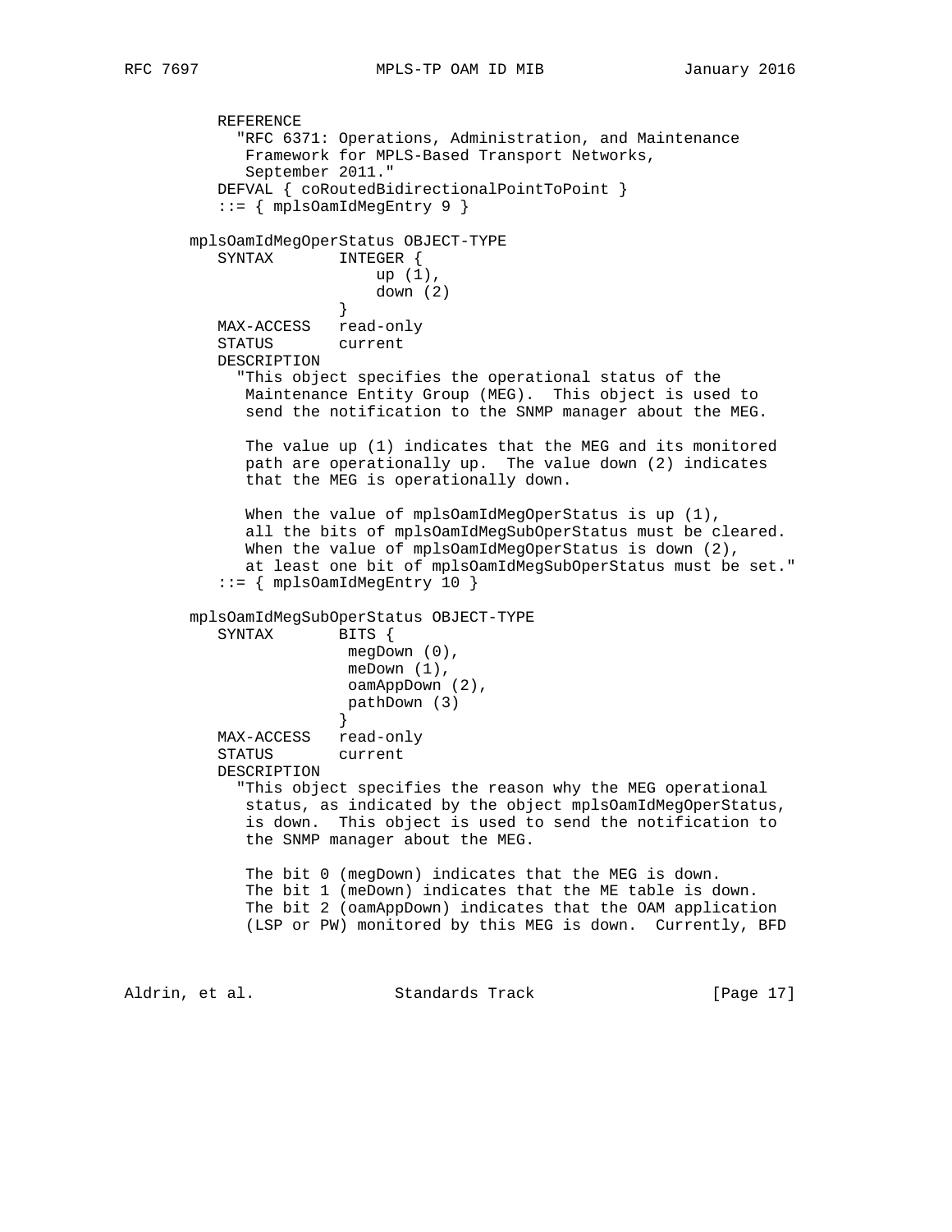```
          REFERENCE
            "RFC 6371: Operations, Administration, and Maintenance
             Framework for MPLS-Based Transport Networks,
             September 2011."
          DEFVAL { coRoutedBidirectionalPointToPoint }
          ::= { mplsOamIdMegEntry 9 }

       mplsOamIdMegOperStatus OBJECT-TYPE
          SYNTAX       INTEGER {
                           up (1),
                           down (2)
                       }
          MAX-ACCESS   read-only
          STATUS       current
          DESCRIPTION
            "This object specifies the operational status of the
             Maintenance Entity Group (MEG).  This object is used to
             send the notification to the SNMP manager about the MEG.

             The value up (1) indicates that the MEG and its monitored
             path are operationally up.  The value down (2) indicates
             that the MEG is operationally down.

             When the value of mplsOamIdMegOperStatus is up (1),
             all the bits of mplsOamIdMegSubOperStatus must be cleared.
             When the value of mplsOamIdMegOperStatus is down (2),
             at least one bit of mplsOamIdMegSubOperStatus must be set."
          ::= { mplsOamIdMegEntry 10 }

       mplsOamIdMegSubOperStatus OBJECT-TYPE
          SYNTAX       BITS {
                        megDown (0),
                        meDown (1),
                        oamAppDown (2),
                        pathDown (3)
                       }
          MAX-ACCESS   read-only
          STATUS       current
          DESCRIPTION
            "This object specifies the reason why the MEG operational
             status, as indicated by the object mplsOamIdMegOperStatus,
             is down.  This object is used to send the notification to
             the SNMP manager about the MEG.

             The bit 0 (megDown) indicates that the MEG is down.
             The bit 1 (meDown) indicates that the ME table is down.
             The bit 2 (oamAppDown) indicates that the OAM application
             (LSP or PW) monitored by this MEG is down.  Currently, BFD
```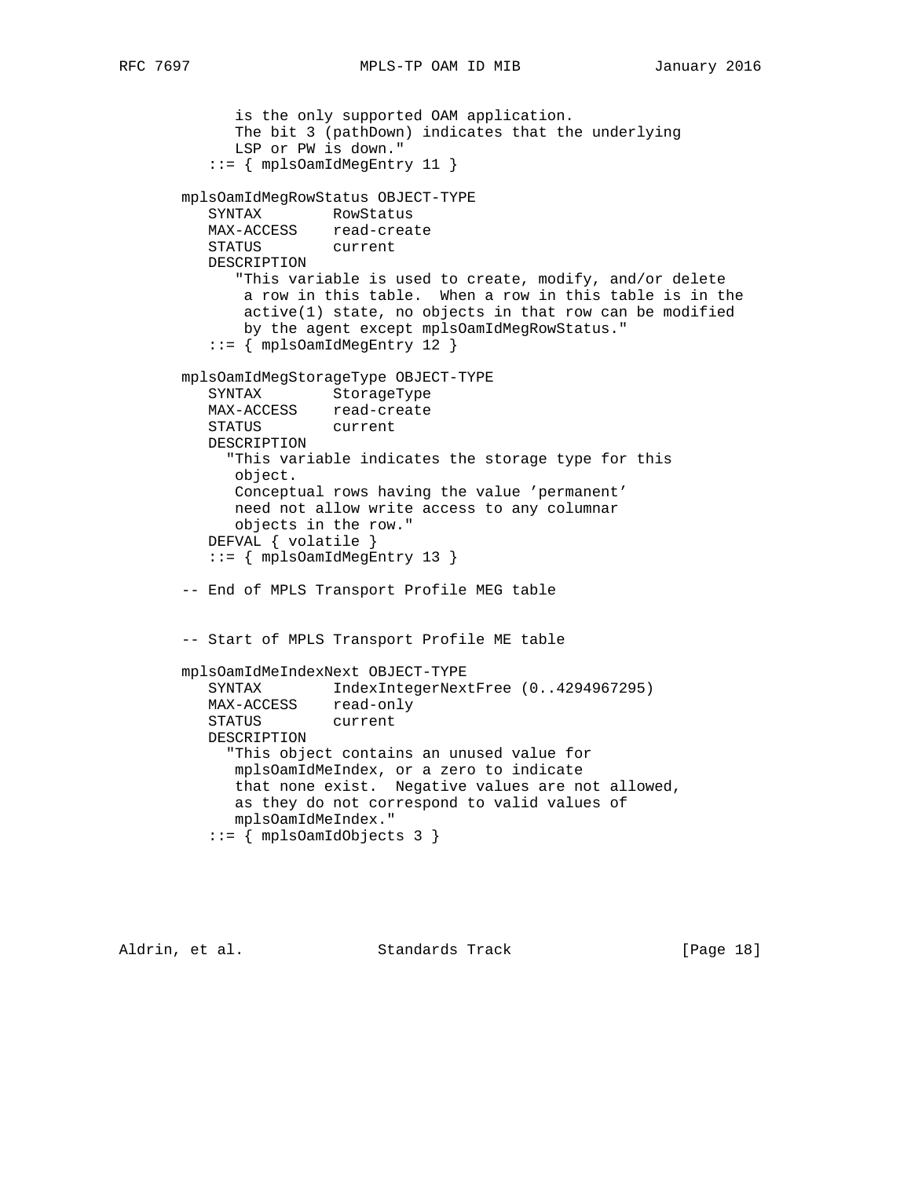```
            is the only supported OAM application.
            The bit 3 (pathDown) indicates that the underlying
            LSP or PW is down."
         ::= { mplsOamIdMegEntry 11 }

      mplsOamIdMegRowStatus OBJECT-TYPE
         SYNTAX        RowStatus
         MAX-ACCESS    read-create
         STATUS        current
         DESCRIPTION
            "This variable is used to create, modify, and/or delete
             a row in this table.  When a row in this table is in the
             active(1) state, no objects in that row can be modified
             by the agent except mplsOamIdMegRowStatus."
         ::= { mplsOamIdMegEntry 12 }

      mplsOamIdMegStorageType OBJECT-TYPE
         SYNTAX        StorageType
         MAX-ACCESS    read-create
         STATUS        current
         DESCRIPTION
           "This variable indicates the storage type for this
            object.
            Conceptual rows having the value 'permanent'
            need not allow write access to any columnar
            objects in the row."
         DEFVAL { volatile }
         ::= { mplsOamIdMegEntry 13 }

      -- End of MPLS Transport Profile MEG table


      -- Start of MPLS Transport Profile ME table

      mplsOamIdMeIndexNext OBJECT-TYPE
         SYNTAX        IndexIntegerNextFree (0..4294967295)
         MAX-ACCESS    read-only
         STATUS        current
         DESCRIPTION
           "This object contains an unused value for
            mplsOamIdMeIndex, or a zero to indicate
            that none exist.  Negative values are not allowed,
            as they do not correspond to valid values of
            mplsOamIdMeIndex."
         ::= { mplsOamIdObjects 3 }
```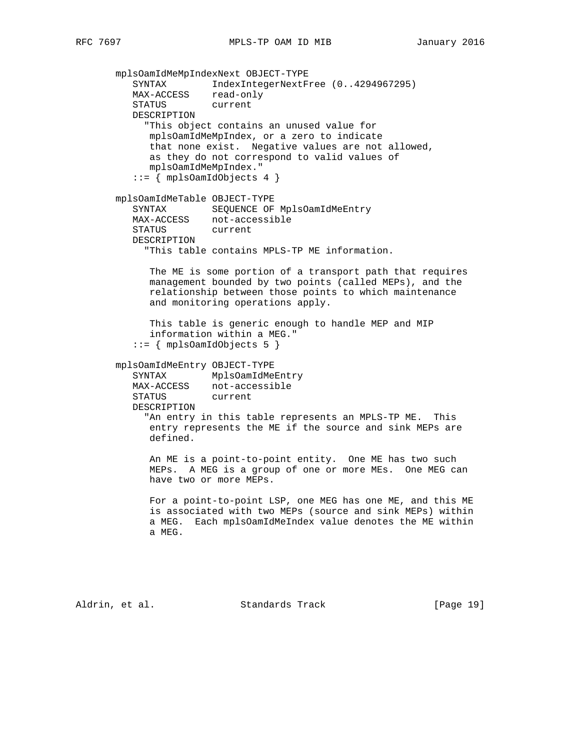```
   mplsOamIdMeMpIndexNext OBJECT-TYPE
      SYNTAX        IndexIntegerNextFree (0..4294967295)
      MAX-ACCESS    read-only
      STATUS        current
      DESCRIPTION
        "This object contains an unused value for
         mplsOamIdMeMpIndex, or a zero to indicate
         that none exist.  Negative values are not allowed,
         as they do not correspond to valid values of
         mplsOamIdMeMpIndex."
      ::= { mplsOamIdObjects 4 }

   mplsOamIdMeTable OBJECT-TYPE
      SYNTAX        SEQUENCE OF MplsOamIdMeEntry
      MAX-ACCESS    not-accessible
      STATUS        current
      DESCRIPTION
        "This table contains MPLS-TP ME information.

         The ME is some portion of a transport path that requires
         management bounded by two points (called MEPs), and the
         relationship between those points to which maintenance
         and monitoring operations apply.

         This table is generic enough to handle MEP and MIP
         information within a MEG."
      ::= { mplsOamIdObjects 5 }

   mplsOamIdMeEntry OBJECT-TYPE
      SYNTAX        MplsOamIdMeEntry
      MAX-ACCESS    not-accessible
      STATUS        current
      DESCRIPTION
        "An entry in this table represents an MPLS-TP ME.  This
         entry represents the ME if the source and sink MEPs are
         defined.

         An ME is a point-to-point entity.  One ME has two such
         MEPs.  A MEG is a group of one or more MEs.  One MEG can
         have two or more MEPs.

         For a point-to-point LSP, one MEG has one ME, and this ME
         is associated with two MEPs (source and sink MEPs) within
         a MEG.  Each mplsOamIdMeIndex value denotes the ME within
         a MEG.
```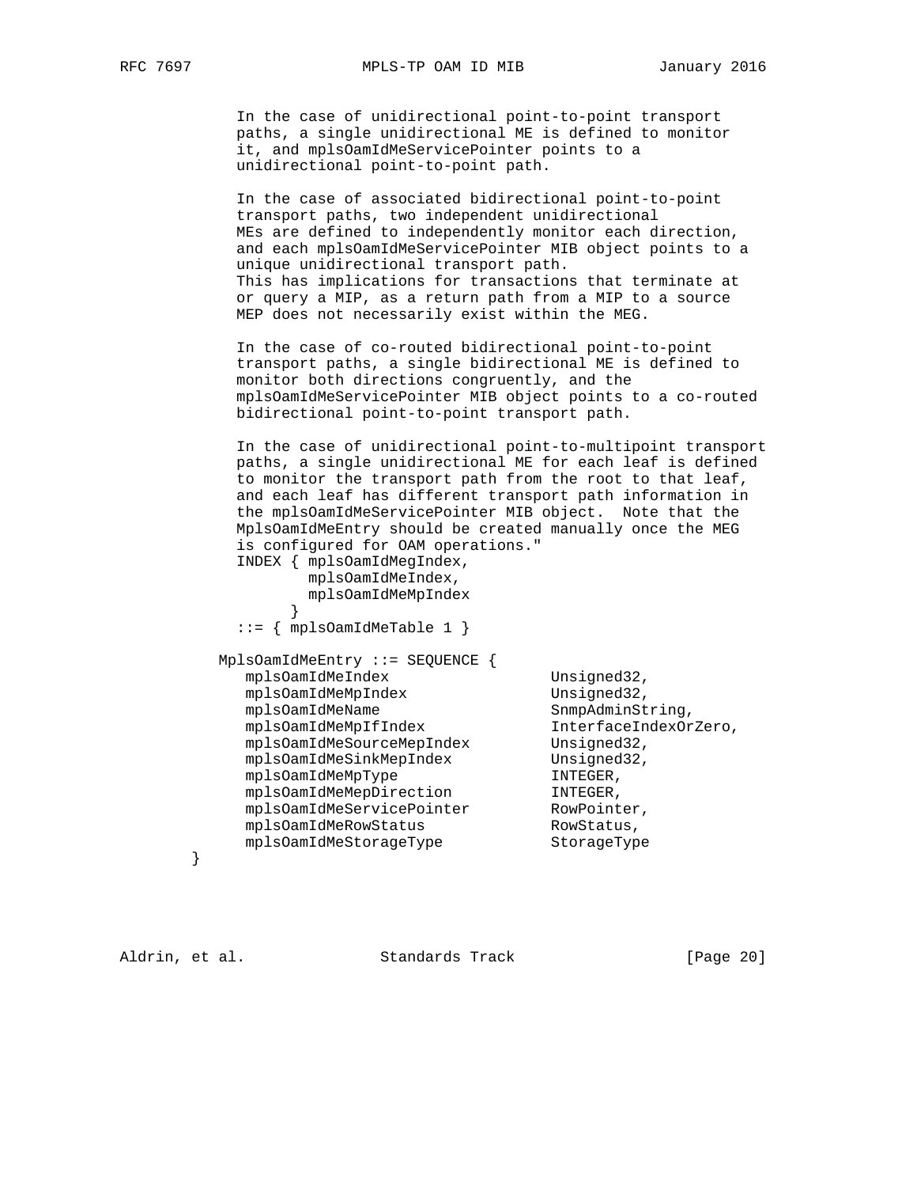```
           In the case of unidirectional point-to-point transport
           paths, a single unidirectional ME is defined to monitor
           it, and mplsOamIdMeServicePointer points to a
           unidirectional point-to-point path.

           In the case of associated bidirectional point-to-point
           transport paths, two independent unidirectional
           MEs are defined to independently monitor each direction,
           and each mplsOamIdMeServicePointer MIB object points to a
           unique unidirectional transport path.
           This has implications for transactions that terminate at
           or query a MIP, as a return path from a MIP to a source
           MEP does not necessarily exist within the MEG.

           In the case of co-routed bidirectional point-to-point
           transport paths, a single bidirectional ME is defined to
           monitor both directions congruently, and the
           mplsOamIdMeServicePointer MIB object points to a co-routed
           bidirectional point-to-point transport path.

           In the case of unidirectional point-to-multipoint transport
           paths, a single unidirectional ME for each leaf is defined
           to monitor the transport path from the root to that leaf,
           and each leaf has different transport path information in
           the mplsOamIdMeServicePointer MIB object.  Note that the
           MplsOamIdMeEntry should be created manually once the MEG
           is configured for OAM operations."
           INDEX { mplsOamIdMegIndex,
                   mplsOamIdMeIndex,
                   mplsOamIdMeMpIndex
                 }
           ::= { mplsOamIdMeTable 1 }

         MplsOamIdMeEntry ::= SEQUENCE {
            mplsOamIdMeIndex                 Unsigned32,
            mplsOamIdMeMpIndex               Unsigned32,
            mplsOamIdMeName                  SnmpAdminString,
            mplsOamIdMeMpIfIndex             InterfaceIndexOrZero,
            mplsOamIdMeSourceMepIndex        Unsigned32,
            mplsOamIdMeSinkMepIndex          Unsigned32,
            mplsOamIdMeMpType                INTEGER,
            mplsOamIdMeMepDirection          INTEGER,
            mplsOamIdMeServicePointer        RowPointer,
            mplsOamIdMeRowStatus             RowStatus,
            mplsOamIdMeStorageType           StorageType
    }
```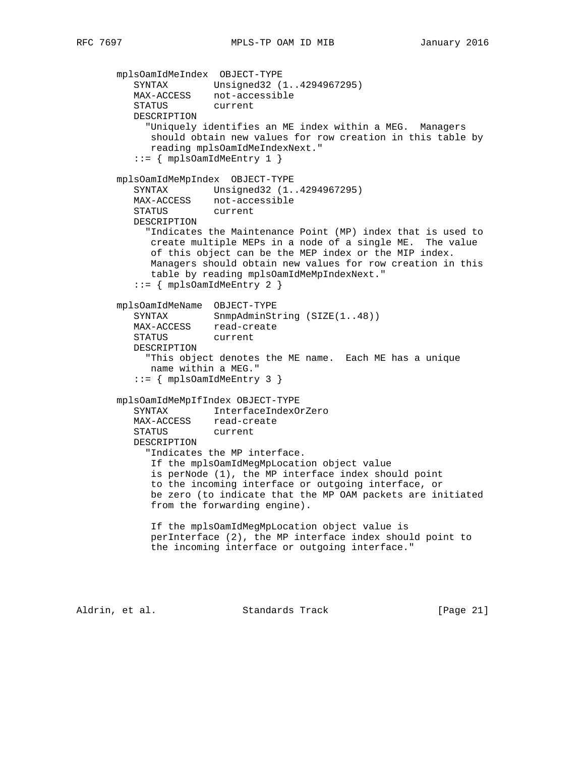```
   mplsOamIdMeIndex  OBJECT-TYPE
      SYNTAX        Unsigned32 (1..4294967295)
      MAX-ACCESS    not-accessible
      STATUS        current
      DESCRIPTION
        "Uniquely identifies an ME index within a MEG.  Managers
         should obtain new values for row creation in this table by
         reading mplsOamIdMeIndexNext."
      ::= { mplsOamIdMeEntry 1 }

   mplsOamIdMeMpIndex  OBJECT-TYPE
      SYNTAX        Unsigned32 (1..4294967295)
      MAX-ACCESS    not-accessible
      STATUS        current
      DESCRIPTION
        "Indicates the Maintenance Point (MP) index that is used to
         create multiple MEPs in a node of a single ME.  The value
         of this object can be the MEP index or the MIP index.
         Managers should obtain new values for row creation in this
         table by reading mplsOamIdMeMpIndexNext."
      ::= { mplsOamIdMeEntry 2 }

   mplsOamIdMeName  OBJECT-TYPE
      SYNTAX        SnmpAdminString (SIZE(1..48))
      MAX-ACCESS    read-create
      STATUS        current
      DESCRIPTION
        "This object denotes the ME name.  Each ME has a unique
         name within a MEG."
      ::= { mplsOamIdMeEntry 3 }

   mplsOamIdMeMpIfIndex OBJECT-TYPE
      SYNTAX        InterfaceIndexOrZero
      MAX-ACCESS    read-create
      STATUS        current
      DESCRIPTION
        "Indicates the MP interface.
         If the mplsOamIdMegMpLocation object value
         is perNode (1), the MP interface index should point
         to the incoming interface or outgoing interface, or
         be zero (to indicate that the MP OAM packets are initiated
         from the forwarding engine).

         If the mplsOamIdMegMpLocation object value is
         perInterface (2), the MP interface index should point to
         the incoming interface or outgoing interface."
```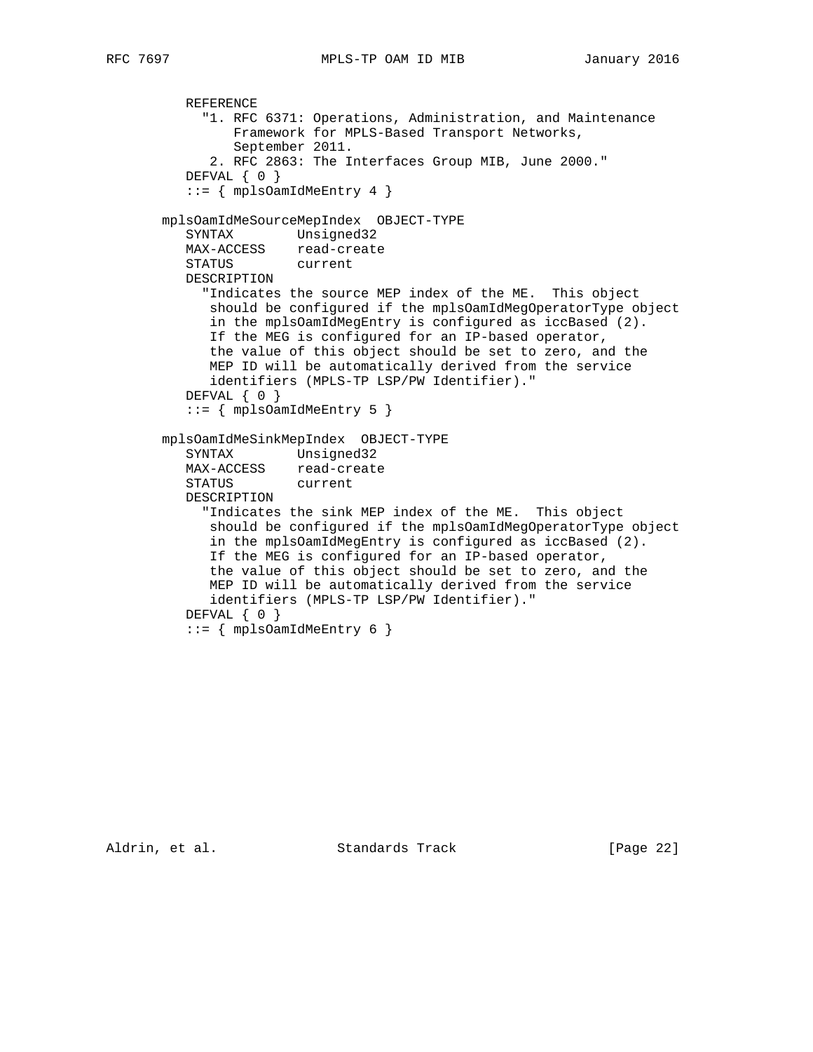```
          REFERENCE
            "1. RFC 6371: Operations, Administration, and Maintenance
                Framework for MPLS-Based Transport Networks,
                September 2011.
             2. RFC 2863: The Interfaces Group MIB, June 2000."
          DEFVAL { 0 }
          ::= { mplsOamIdMeEntry 4 }

       mplsOamIdMeSourceMepIndex  OBJECT-TYPE
          SYNTAX        Unsigned32
          MAX-ACCESS    read-create
          STATUS        current
          DESCRIPTION
            "Indicates the source MEP index of the ME.  This object
             should be configured if the mplsOamIdMegOperatorType object
             in the mplsOamIdMegEntry is configured as iccBased (2).
             If the MEG is configured for an IP-based operator,
             the value of this object should be set to zero, and the
             MEP ID will be automatically derived from the service
             identifiers (MPLS-TP LSP/PW Identifier)."
          DEFVAL { 0 }
          ::= { mplsOamIdMeEntry 5 }

       mplsOamIdMeSinkMepIndex  OBJECT-TYPE
          SYNTAX        Unsigned32
          MAX-ACCESS    read-create
          STATUS        current
          DESCRIPTION
            "Indicates the sink MEP index of the ME.  This object
             should be configured if the mplsOamIdMegOperatorType object
             in the mplsOamIdMegEntry is configured as iccBased (2).
             If the MEG is configured for an IP-based operator,
             the value of this object should be set to zero, and the
             MEP ID will be automatically derived from the service
             identifiers (MPLS-TP LSP/PW Identifier)."
          DEFVAL { 0 }
          ::= { mplsOamIdMeEntry 6 }
```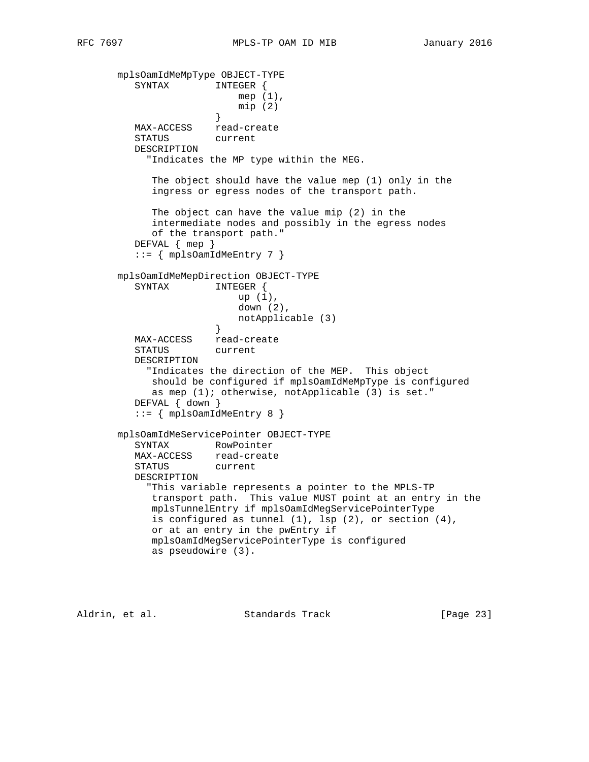```
   mplsOamIdMeMpType OBJECT-TYPE
      SYNTAX        INTEGER {
                        mep (1),
                        mip (2)
                    }
      MAX-ACCESS    read-create
      STATUS        current
      DESCRIPTION
        "Indicates the MP type within the MEG.

         The object should have the value mep (1) only in the
         ingress or egress nodes of the transport path.

         The object can have the value mip (2) in the
         intermediate nodes and possibly in the egress nodes
         of the transport path."
      DEFVAL { mep }
      ::= { mplsOamIdMeEntry 7 }

   mplsOamIdMeMepDirection OBJECT-TYPE
      SYNTAX        INTEGER {
                        up (1),
                        down (2),
                        notApplicable (3)
                    }
      MAX-ACCESS    read-create
      STATUS        current
      DESCRIPTION
        "Indicates the direction of the MEP.  This object
         should be configured if mplsOamIdMeMpType is configured
         as mep (1); otherwise, notApplicable (3) is set."
      DEFVAL { down }
      ::= { mplsOamIdMeEntry 8 }

   mplsOamIdMeServicePointer OBJECT-TYPE
      SYNTAX        RowPointer
      MAX-ACCESS    read-create
      STATUS        current
      DESCRIPTION
        "This variable represents a pointer to the MPLS-TP
         transport path.  This value MUST point at an entry in the
         mplsTunnelEntry if mplsOamIdMegServicePointerType
         is configured as tunnel (1), lsp (2), or section (4),
         or at an entry in the pwEntry if
         mplsOamIdMegServicePointerType is configured
         as pseudowire (3).
```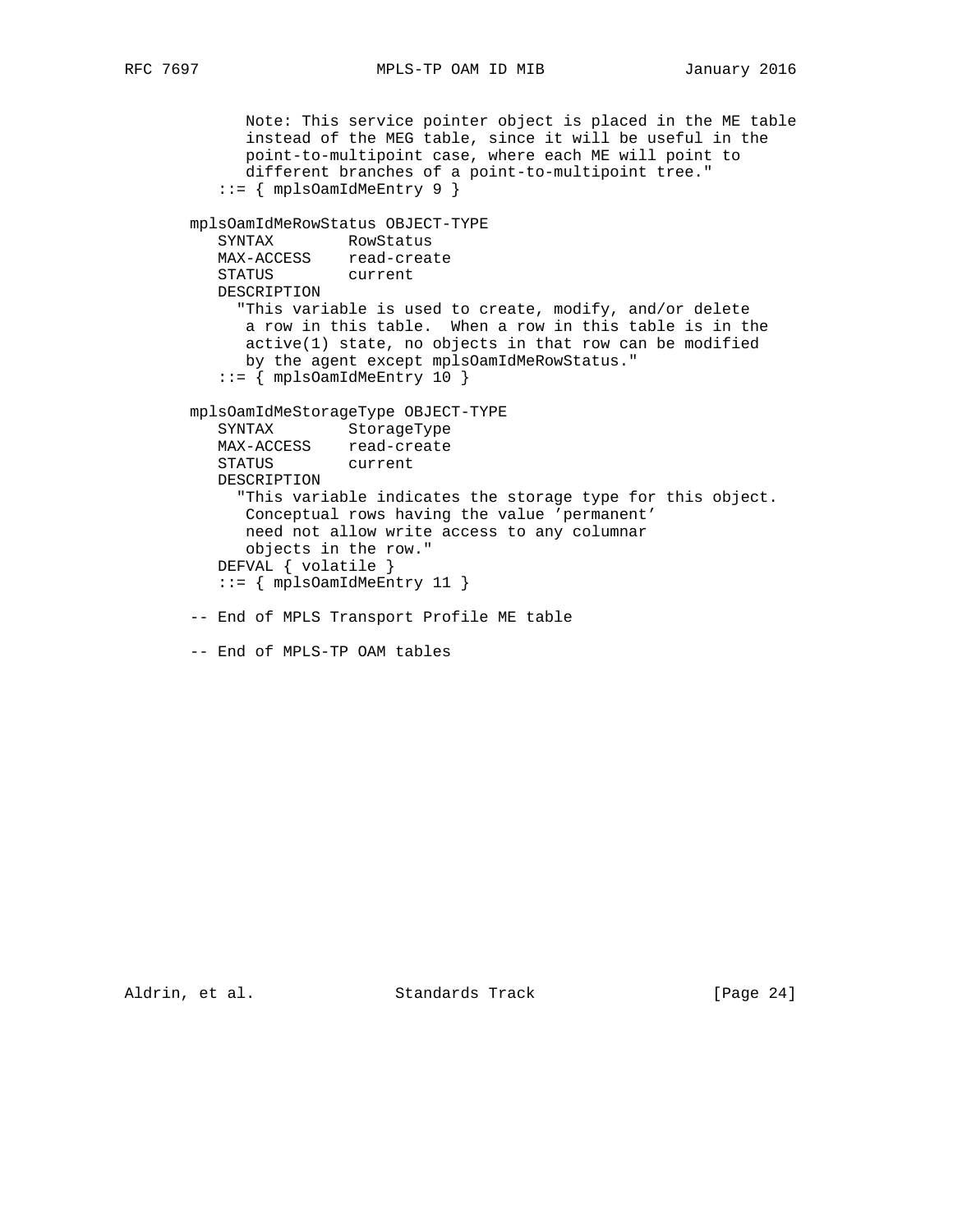```
          Note: This service pointer object is placed in the ME table
          instead of the MEG table, since it will be useful in the
          point-to-multipoint case, where each ME will point to
          different branches of a point-to-multipoint tree."
       ::= { mplsOamIdMeEntry 9 }

    mplsOamIdMeRowStatus OBJECT-TYPE
       SYNTAX        RowStatus
       MAX-ACCESS    read-create
       STATUS        current
       DESCRIPTION
         "This variable is used to create, modify, and/or delete
          a row in this table.  When a row in this table is in the
          active(1) state, no objects in that row can be modified
          by the agent except mplsOamIdMeRowStatus."
       ::= { mplsOamIdMeEntry 10 }

    mplsOamIdMeStorageType OBJECT-TYPE
       SYNTAX        StorageType
       MAX-ACCESS    read-create
       STATUS        current
       DESCRIPTION
         "This variable indicates the storage type for this object.
          Conceptual rows having the value 'permanent'
          need not allow write access to any columnar
          objects in the row."
       DEFVAL { volatile }
       ::= { mplsOamIdMeEntry 11 }

    -- End of MPLS Transport Profile ME table

    -- End of MPLS-TP OAM tables
```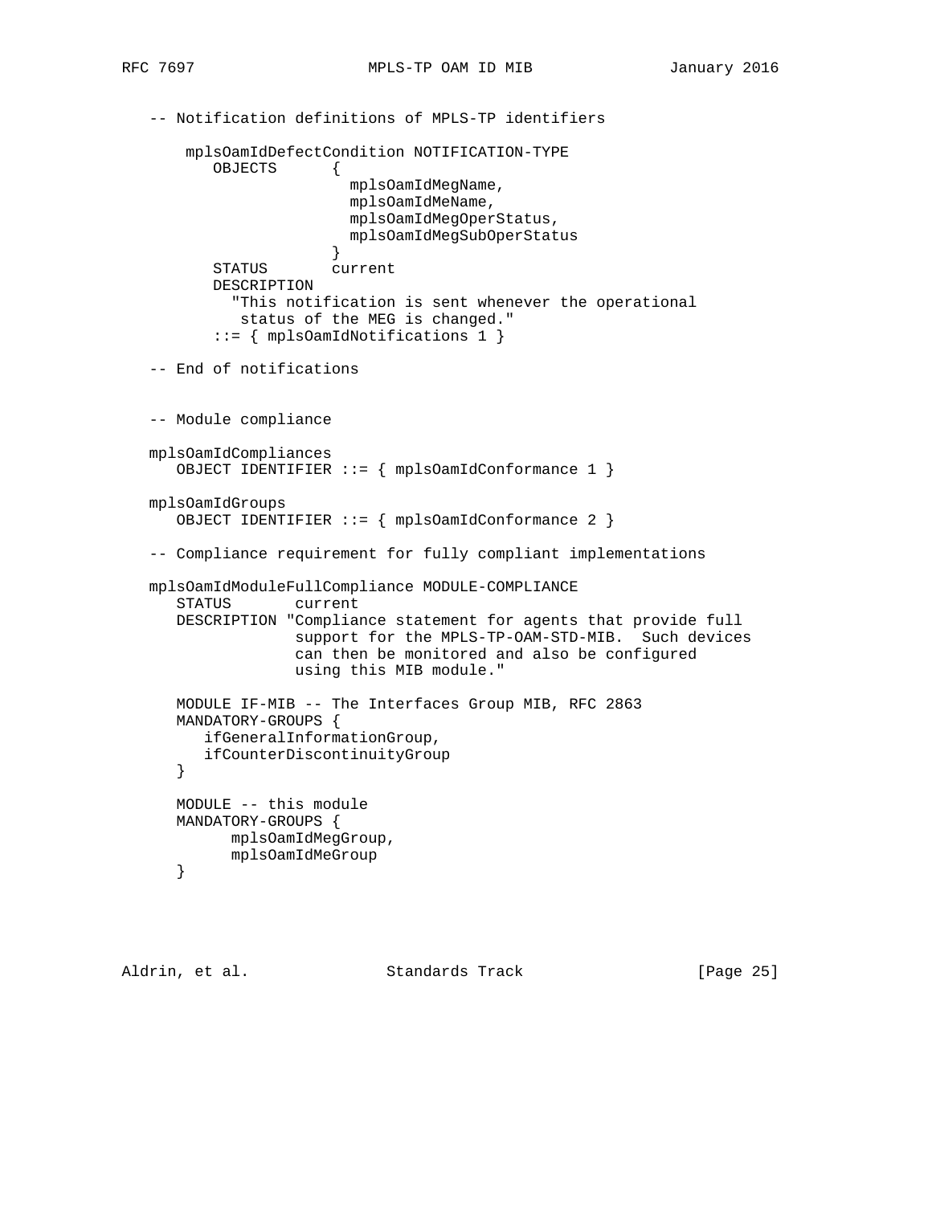```
   -- Notification definitions of MPLS-TP identifiers

       mplsOamIdDefectCondition NOTIFICATION-TYPE
          OBJECTS      {
                         mplsOamIdMegName,
                         mplsOamIdMeName,
                         mplsOamIdMegOperStatus,
                         mplsOamIdMegSubOperStatus
                       }
          STATUS       current
          DESCRIPTION
            "This notification is sent whenever the operational
             status of the MEG is changed."
          ::= { mplsOamIdNotifications 1 }

   -- End of notifications


   -- Module compliance

   mplsOamIdCompliances
      OBJECT IDENTIFIER ::= { mplsOamIdConformance 1 }

   mplsOamIdGroups
      OBJECT IDENTIFIER ::= { mplsOamIdConformance 2 }

   -- Compliance requirement for fully compliant implementations

   mplsOamIdModuleFullCompliance MODULE-COMPLIANCE
      STATUS       current
      DESCRIPTION "Compliance statement for agents that provide full
                   support for the MPLS-TP-OAM-STD-MIB.  Such devices
                   can then be monitored and also be configured
                   using this MIB module."

      MODULE IF-MIB -- The Interfaces Group MIB, RFC 2863
      MANDATORY-GROUPS {
         ifGeneralInformationGroup,
         ifCounterDiscontinuityGroup
      }

      MODULE -- this module
      MANDATORY-GROUPS {
            mplsOamIdMegGroup,
            mplsOamIdMeGroup
      }
```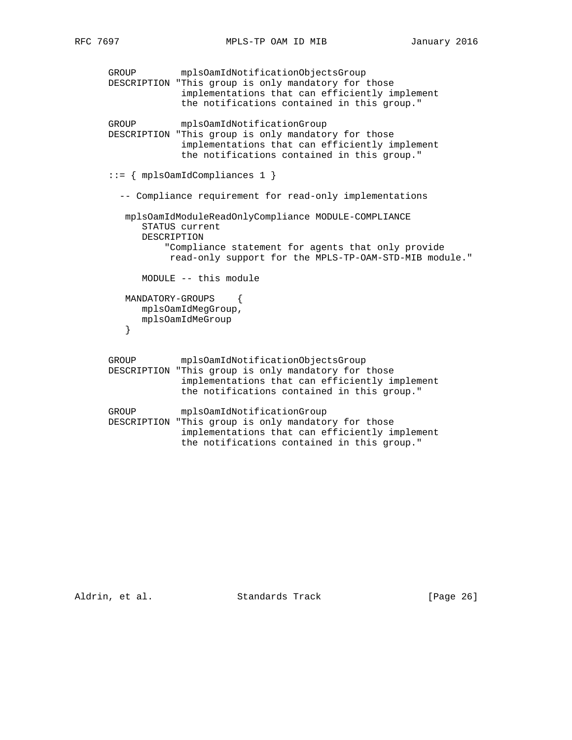```
      GROUP        mplsOamIdNotificationObjectsGroup
      DESCRIPTION "This group is only mandatory for those
                   implementations that can efficiently implement
                   the notifications contained in this group."

      GROUP        mplsOamIdNotificationGroup
      DESCRIPTION "This group is only mandatory for those
                   implementations that can efficiently implement
                   the notifications contained in this group."

      ::= { mplsOamIdCompliances 1 }

        -- Compliance requirement for read-only implementations

         mplsOamIdModuleReadOnlyCompliance MODULE-COMPLIANCE
            STATUS current
            DESCRIPTION
                "Compliance statement for agents that only provide
                 read-only support for the MPLS-TP-OAM-STD-MIB module."

            MODULE -- this module

         MANDATORY-GROUPS    {
            mplsOamIdMegGroup,
            mplsOamIdMeGroup
         }


      GROUP        mplsOamIdNotificationObjectsGroup
      DESCRIPTION "This group is only mandatory for those
                   implementations that can efficiently implement
                   the notifications contained in this group."

      GROUP        mplsOamIdNotificationGroup
      DESCRIPTION "This group is only mandatory for those
                   implementations that can efficiently implement
                   the notifications contained in this group."
```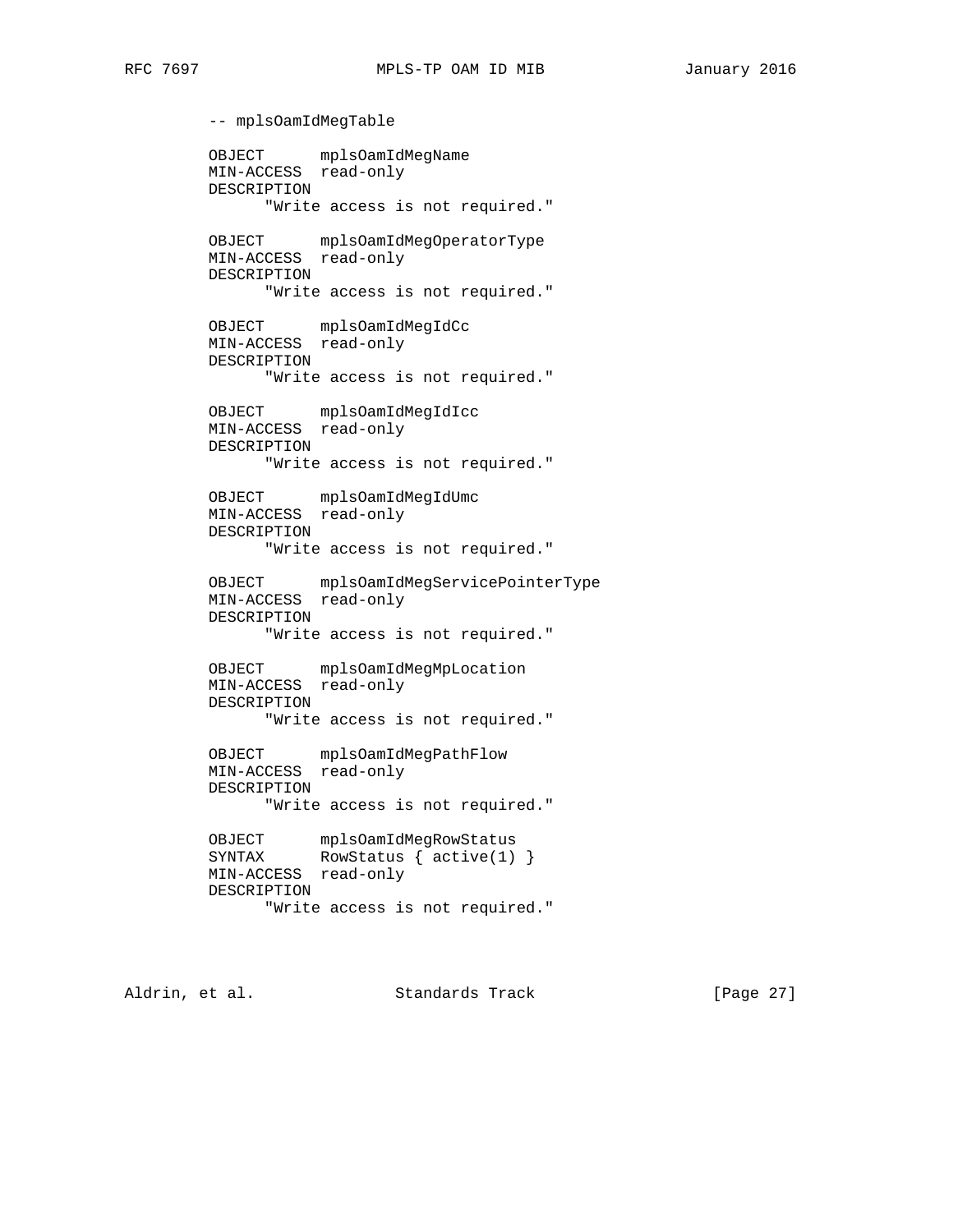```
      -- mplsOamIdMegTable

      OBJECT      mplsOamIdMegName
      MIN-ACCESS  read-only
      DESCRIPTION
            "Write access is not required."

      OBJECT      mplsOamIdMegOperatorType
      MIN-ACCESS  read-only
      DESCRIPTION
            "Write access is not required."

      OBJECT      mplsOamIdMegIdCc
      MIN-ACCESS  read-only
      DESCRIPTION
            "Write access is not required."

      OBJECT      mplsOamIdMegIdIcc
      MIN-ACCESS  read-only
      DESCRIPTION
            "Write access is not required."

      OBJECT      mplsOamIdMegIdUmc
      MIN-ACCESS  read-only
      DESCRIPTION
            "Write access is not required."

      OBJECT      mplsOamIdMegServicePointerType
      MIN-ACCESS  read-only
      DESCRIPTION
            "Write access is not required."

      OBJECT      mplsOamIdMegMpLocation
      MIN-ACCESS  read-only
      DESCRIPTION
            "Write access is not required."

      OBJECT      mplsOamIdMegPathFlow
      MIN-ACCESS  read-only
      DESCRIPTION
            "Write access is not required."

      OBJECT      mplsOamIdMegRowStatus
      SYNTAX      RowStatus { active(1) }
      MIN-ACCESS  read-only
      DESCRIPTION
            "Write access is not required."
```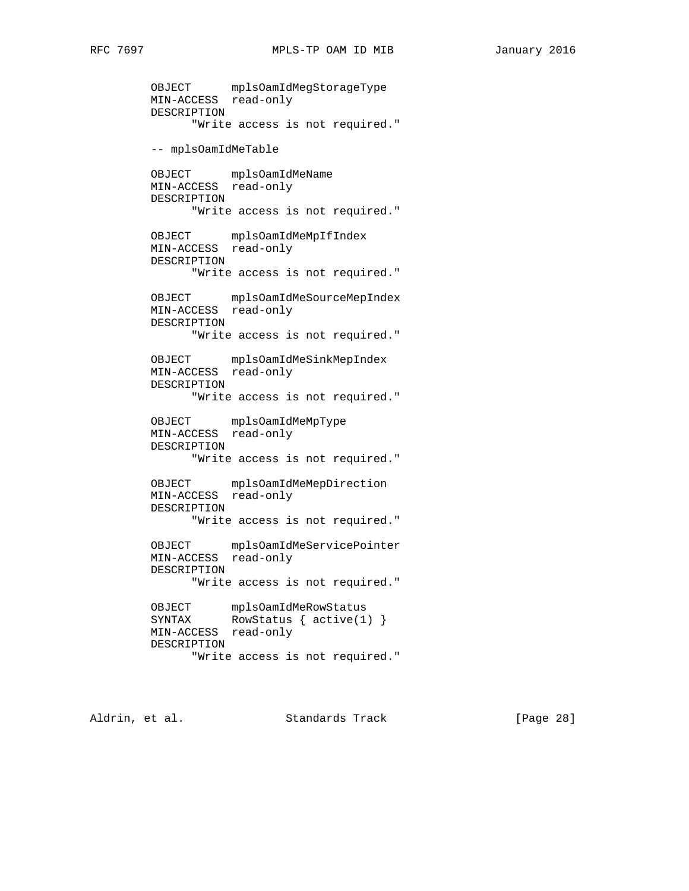```
       OBJECT      mplsOamIdMegStorageType
       MIN-ACCESS  read-only
       DESCRIPTION
             "Write access is not required."

       -- mplsOamIdMeTable

       OBJECT      mplsOamIdMeName
       MIN-ACCESS  read-only
       DESCRIPTION
             "Write access is not required."

       OBJECT      mplsOamIdMeMpIfIndex
       MIN-ACCESS  read-only
       DESCRIPTION
             "Write access is not required."

       OBJECT      mplsOamIdMeSourceMepIndex
       MIN-ACCESS  read-only
       DESCRIPTION
             "Write access is not required."

       OBJECT      mplsOamIdMeSinkMepIndex
       MIN-ACCESS  read-only
       DESCRIPTION
             "Write access is not required."

       OBJECT      mplsOamIdMeMpType
       MIN-ACCESS  read-only
       DESCRIPTION
             "Write access is not required."

       OBJECT      mplsOamIdMeMepDirection
       MIN-ACCESS  read-only
       DESCRIPTION
             "Write access is not required."

       OBJECT      mplsOamIdMeServicePointer
       MIN-ACCESS  read-only
       DESCRIPTION
             "Write access is not required."

       OBJECT      mplsOamIdMeRowStatus
       SYNTAX      RowStatus { active(1) }
       MIN-ACCESS  read-only
       DESCRIPTION
             "Write access is not required."
```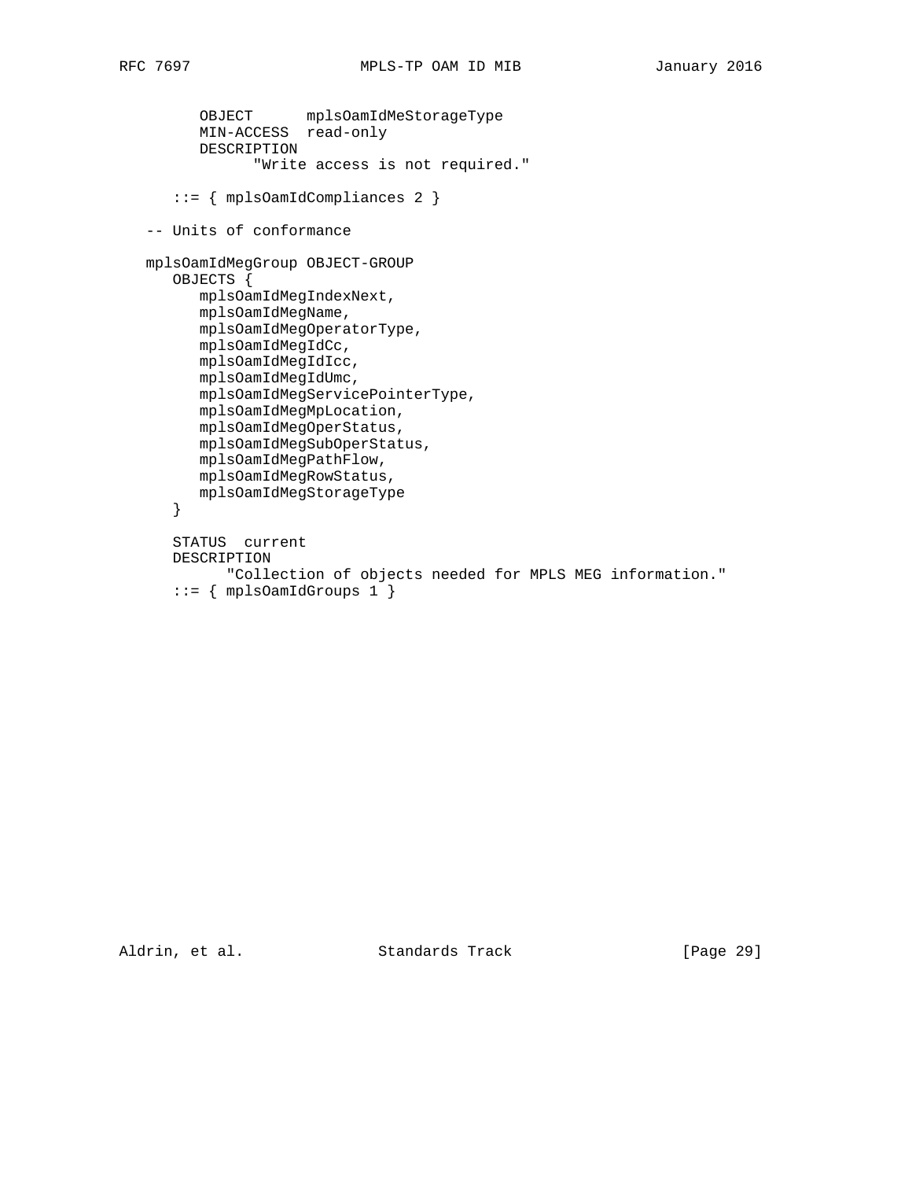```
      OBJECT      mplsOamIdMeStorageType
      MIN-ACCESS  read-only
      DESCRIPTION
            "Write access is not required."

   ::= { mplsOamIdCompliances 2 }

-- Units of conformance

mplsOamIdMegGroup OBJECT-GROUP
   OBJECTS {
      mplsOamIdMegIndexNext,
      mplsOamIdMegName,
      mplsOamIdMegOperatorType,
      mplsOamIdMegIdCc,
      mplsOamIdMegIdIcc,
      mplsOamIdMegIdUmc,
      mplsOamIdMegServicePointerType,
      mplsOamIdMegMpLocation,
      mplsOamIdMegOperStatus,
      mplsOamIdMegSubOperStatus,
      mplsOamIdMegPathFlow,
      mplsOamIdMegRowStatus,
      mplsOamIdMegStorageType
   }

   STATUS  current
   DESCRIPTION
        "Collection of objects needed for MPLS MEG information."
   ::= { mplsOamIdGroups 1 }
```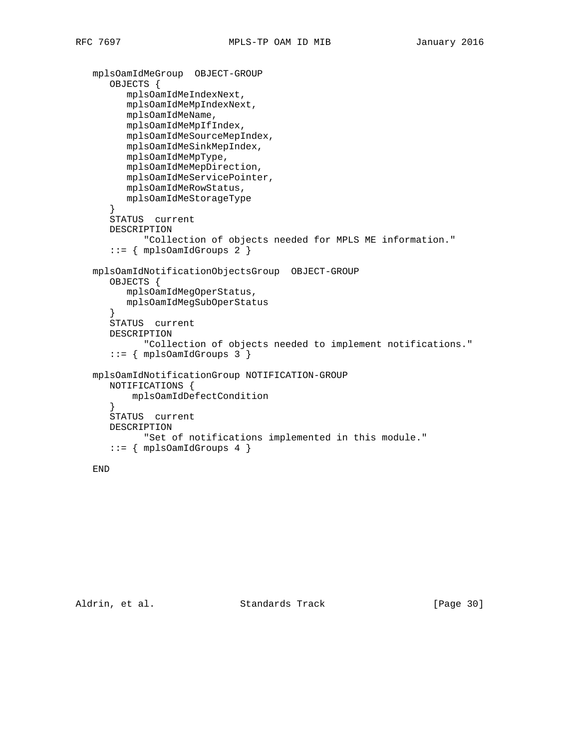```
   mplsOamIdMeGroup  OBJECT-GROUP
      OBJECTS {
         mplsOamIdMeIndexNext,
         mplsOamIdMeMpIndexNext,
         mplsOamIdMeName,
         mplsOamIdMeMpIfIndex,
         mplsOamIdMeSourceMepIndex,
         mplsOamIdMeSinkMepIndex,
         mplsOamIdMeMpType,
         mplsOamIdMeMepDirection,
         mplsOamIdMeServicePointer,
         mplsOamIdMeRowStatus,
         mplsOamIdMeStorageType
      }
      STATUS  current
      DESCRIPTION
            "Collection of objects needed for MPLS ME information."
      ::= { mplsOamIdGroups 2 }

   mplsOamIdNotificationObjectsGroup  OBJECT-GROUP
      OBJECTS {
         mplsOamIdMegOperStatus,
         mplsOamIdMegSubOperStatus
      }
      STATUS  current
      DESCRIPTION
            "Collection of objects needed to implement notifications."
      ::= { mplsOamIdGroups 3 }

   mplsOamIdNotificationGroup NOTIFICATION-GROUP
      NOTIFICATIONS {
          mplsOamIdDefectCondition
      }
      STATUS  current
      DESCRIPTION
            "Set of notifications implemented in this module."
      ::= { mplsOamIdGroups 4 }

   END
```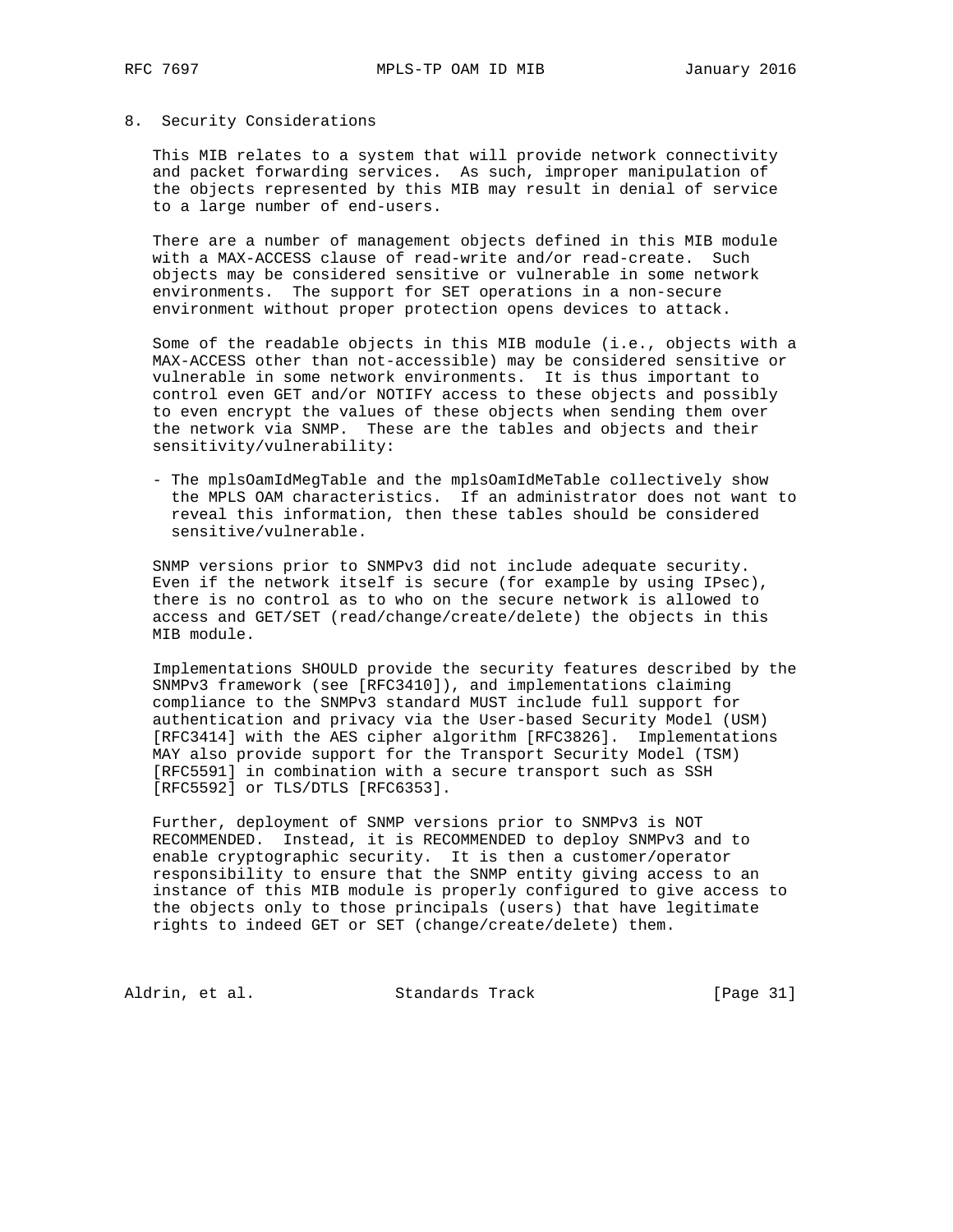## 8. Security Considerations

This MIB relates to a system that will provide network connectivity and packet forwarding services. As such, improper manipulation of the objects represented by this MIB may result in denial of service to a large number of end-users.

There are a number of management objects defined in this MIB module with a MAX-ACCESS clause of read-write and/or read-create. Such objects may be considered sensitive or vulnerable in some network environments. The support for SET operations in a non-secure environment without proper protection opens devices to attack.

Some of the readable objects in this MIB module (i.e., objects with a MAX-ACCESS other than not-accessible) may be considered sensitive or vulnerable in some network environments. It is thus important to control even GET and/or NOTIFY access to these objects and possibly to even encrypt the values of these objects when sending them over the network via SNMP. These are the tables and objects and their sensitivity/vulnerability:

- The mplsOamIdMegTable and the mplsOamIdMeTable collectively show the MPLS OAM characteristics. If an administrator does not want to reveal this information, then these tables should be considered sensitive/vulnerable.

SNMP versions prior to SNMPv3 did not include adequate security. Even if the network itself is secure (for example by using IPsec), there is no control as to who on the secure network is allowed to access and GET/SET (read/change/create/delete) the objects in this MIB module.

Implementations SHOULD provide the security features described by the SNMPv3 framework (see [RFC3410]), and implementations claiming compliance to the SNMPv3 standard MUST include full support for authentication and privacy via the User-based Security Model (USM) [RFC3414] with the AES cipher algorithm [RFC3826]. Implementations MAY also provide support for the Transport Security Model (TSM) [RFC5591] in combination with a secure transport such as SSH [RFC5592] or TLS/DTLS [RFC6353].

Further, deployment of SNMP versions prior to SNMPv3 is NOT RECOMMENDED. Instead, it is RECOMMENDED to deploy SNMPv3 and to enable cryptographic security. It is then a customer/operator responsibility to ensure that the SNMP entity giving access to an instance of this MIB module is properly configured to give access to the objects only to those principals (users) that have legitimate rights to indeed GET or SET (change/create/delete) them.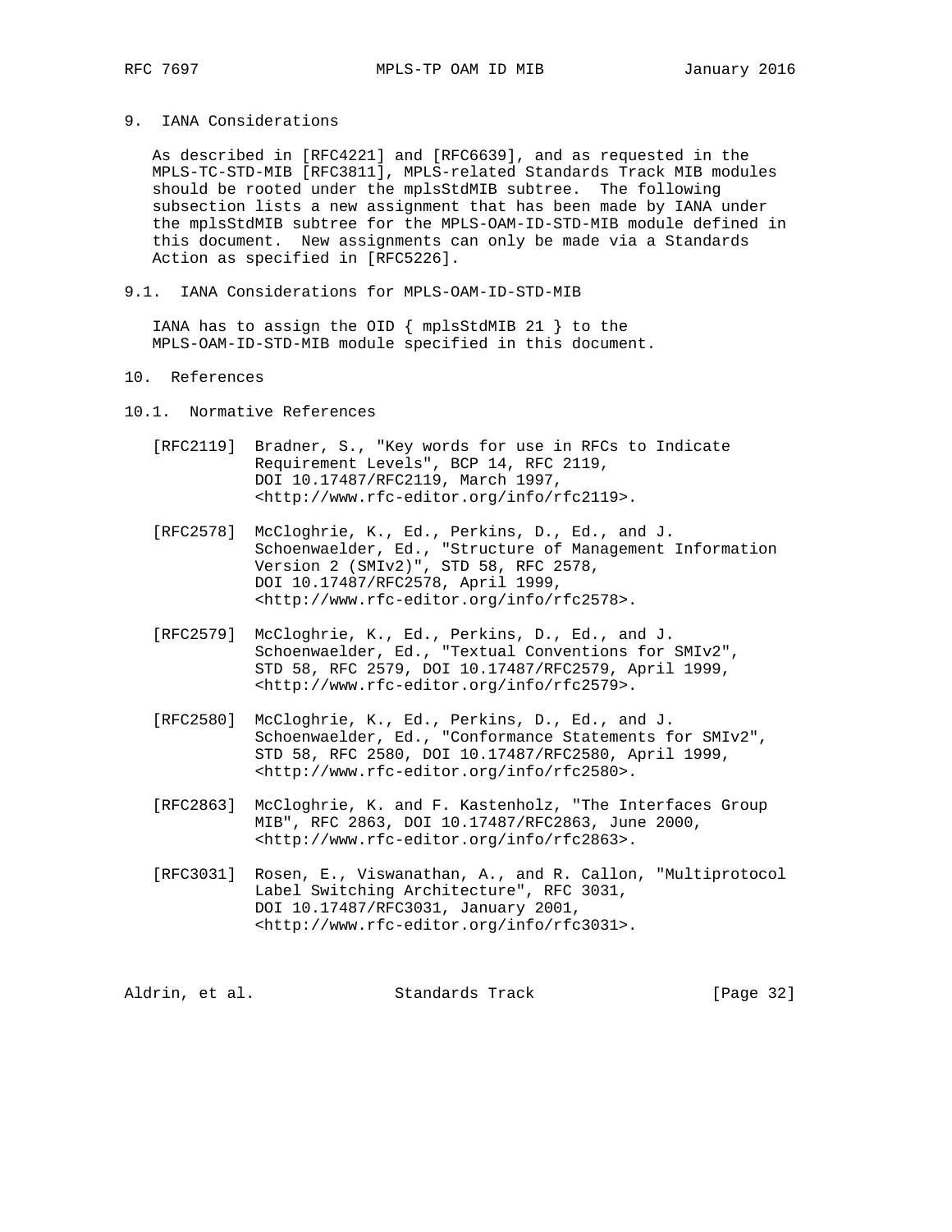## 9. IANA Considerations

As described in [RFC4221] and [RFC6639], and as requested in the MPLS-TC-STD-MIB [RFC3811], MPLS-related Standards Track MIB modules should be rooted under the mplsStdMIB subtree. The following subsection lists a new assignment that has been made by IANA under the mplsStdMIB subtree for the MPLS-OAM-ID-STD-MIB module defined in this document. New assignments can only be made via a Standards Action as specified in [RFC5226].

### 9.1. IANA Considerations for MPLS-OAM-ID-STD-MIB

IANA has to assign the OID { mplsStdMIB 21 } to the MPLS-OAM-ID-STD-MIB module specified in this document.

## 10. References

### 10.1. Normative References

[RFC2119] Bradner, S., "Key words for use in RFCs to Indicate Requirement Levels", BCP 14, RFC 2119, DOI 10.17487/RFC2119, March 1997, <http://www.rfc-editor.org/info/rfc2119>.

[RFC2578] McCloghrie, K., Ed., Perkins, D., Ed., and J. Schoenwaelder, Ed., "Structure of Management Information Version 2 (SMIv2)", STD 58, RFC 2578, DOI 10.17487/RFC2578, April 1999, <http://www.rfc-editor.org/info/rfc2578>.

[RFC2579] McCloghrie, K., Ed., Perkins, D., Ed., and J. Schoenwaelder, Ed., "Textual Conventions for SMIv2", STD 58, RFC 2579, DOI 10.17487/RFC2579, April 1999, <http://www.rfc-editor.org/info/rfc2579>.

[RFC2580] McCloghrie, K., Ed., Perkins, D., Ed., and J. Schoenwaelder, Ed., "Conformance Statements for SMIv2", STD 58, RFC 2580, DOI 10.17487/RFC2580, April 1999, <http://www.rfc-editor.org/info/rfc2580>.

[RFC2863] McCloghrie, K. and F. Kastenholz, "The Interfaces Group MIB", RFC 2863, DOI 10.17487/RFC2863, June 2000, <http://www.rfc-editor.org/info/rfc2863>.

[RFC3031] Rosen, E., Viswanathan, A., and R. Callon, "Multiprotocol Label Switching Architecture", RFC 3031, DOI 10.17487/RFC3031, January 2001, <http://www.rfc-editor.org/info/rfc3031>.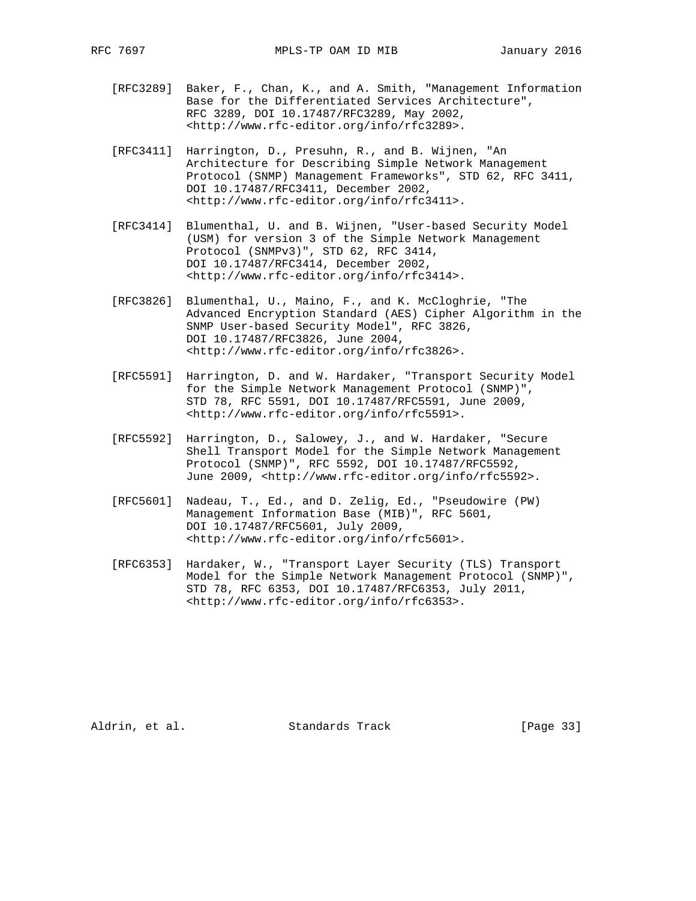[RFC3289] Baker, F., Chan, K., and A. Smith, "Management Information Base for the Differentiated Services Architecture", RFC 3289, DOI 10.17487/RFC3289, May 2002, <http://www.rfc-editor.org/info/rfc3289>.

[RFC3411] Harrington, D., Presuhn, R., and B. Wijnen, "An Architecture for Describing Simple Network Management Protocol (SNMP) Management Frameworks", STD 62, RFC 3411, DOI 10.17487/RFC3411, December 2002, <http://www.rfc-editor.org/info/rfc3411>.

[RFC3414] Blumenthal, U. and B. Wijnen, "User-based Security Model (USM) for version 3 of the Simple Network Management Protocol (SNMPv3)", STD 62, RFC 3414, DOI 10.17487/RFC3414, December 2002, <http://www.rfc-editor.org/info/rfc3414>.

[RFC3826] Blumenthal, U., Maino, F., and K. McCloghrie, "The Advanced Encryption Standard (AES) Cipher Algorithm in the SNMP User-based Security Model", RFC 3826, DOI 10.17487/RFC3826, June 2004, <http://www.rfc-editor.org/info/rfc3826>.

[RFC5591] Harrington, D. and W. Hardaker, "Transport Security Model for the Simple Network Management Protocol (SNMP)", STD 78, RFC 5591, DOI 10.17487/RFC5591, June 2009, <http://www.rfc-editor.org/info/rfc5591>.

[RFC5592] Harrington, D., Salowey, J., and W. Hardaker, "Secure Shell Transport Model for the Simple Network Management Protocol (SNMP)", RFC 5592, DOI 10.17487/RFC5592, June 2009, <http://www.rfc-editor.org/info/rfc5592>.

[RFC5601] Nadeau, T., Ed., and D. Zelig, Ed., "Pseudowire (PW) Management Information Base (MIB)", RFC 5601, DOI 10.17487/RFC5601, July 2009, <http://www.rfc-editor.org/info/rfc5601>.

[RFC6353] Hardaker, W., "Transport Layer Security (TLS) Transport Model for the Simple Network Management Protocol (SNMP)", STD 78, RFC 6353, DOI 10.17487/RFC6353, July 2011, <http://www.rfc-editor.org/info/rfc6353>.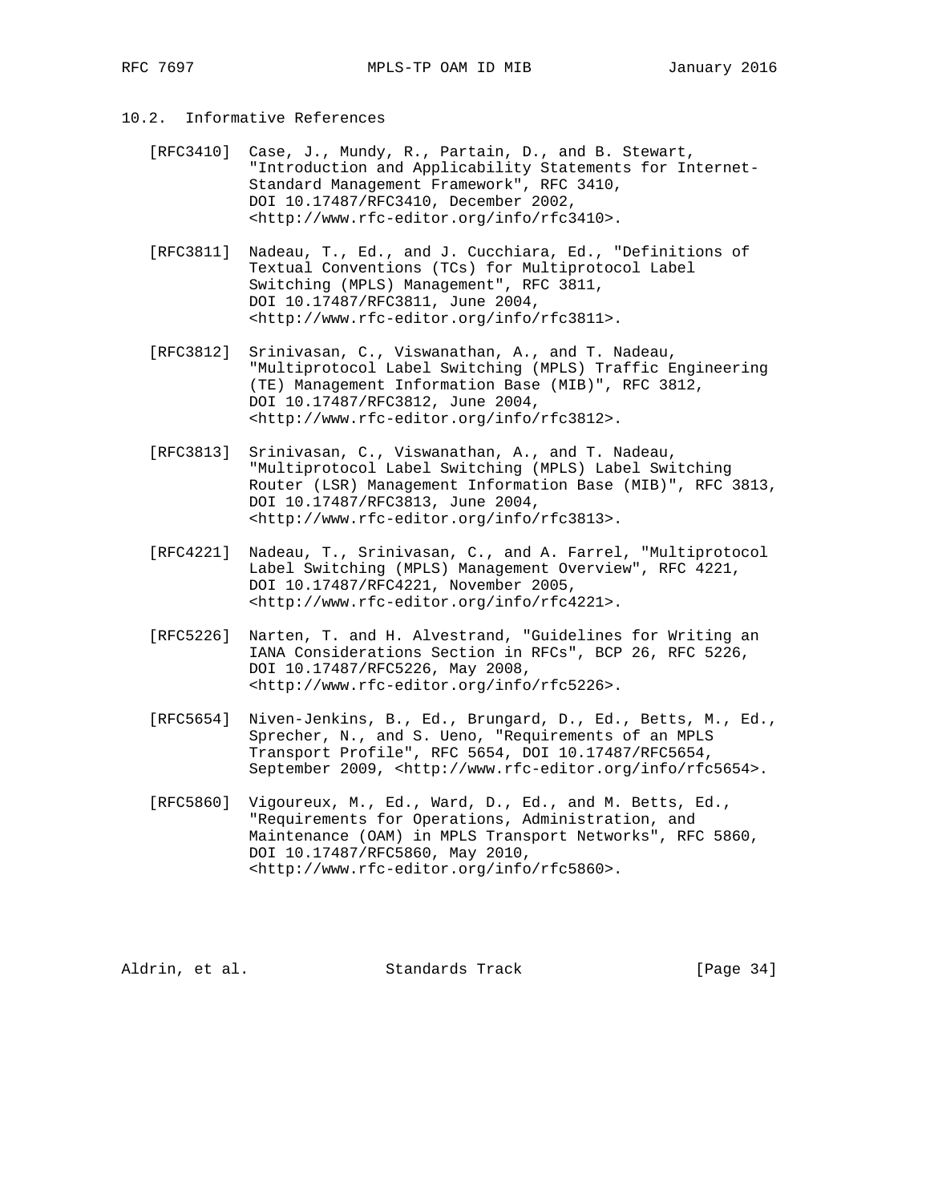## 10.2. Informative References

[RFC3410] Case, J., Mundy, R., Partain, D., and B. Stewart, "Introduction and Applicability Statements for Internet-Standard Management Framework", RFC 3410, DOI 10.17487/RFC3410, December 2002, <http://www.rfc-editor.org/info/rfc3410>.

[RFC3811] Nadeau, T., Ed., and J. Cucchiara, Ed., "Definitions of Textual Conventions (TCs) for Multiprotocol Label Switching (MPLS) Management", RFC 3811, DOI 10.17487/RFC3811, June 2004, <http://www.rfc-editor.org/info/rfc3811>.

[RFC3812] Srinivasan, C., Viswanathan, A., and T. Nadeau, "Multiprotocol Label Switching (MPLS) Traffic Engineering (TE) Management Information Base (MIB)", RFC 3812, DOI 10.17487/RFC3812, June 2004, <http://www.rfc-editor.org/info/rfc3812>.

[RFC3813] Srinivasan, C., Viswanathan, A., and T. Nadeau, "Multiprotocol Label Switching (MPLS) Label Switching Router (LSR) Management Information Base (MIB)", RFC 3813, DOI 10.17487/RFC3813, June 2004, <http://www.rfc-editor.org/info/rfc3813>.

[RFC4221] Nadeau, T., Srinivasan, C., and A. Farrel, "Multiprotocol Label Switching (MPLS) Management Overview", RFC 4221, DOI 10.17487/RFC4221, November 2005, <http://www.rfc-editor.org/info/rfc4221>.

[RFC5226] Narten, T. and H. Alvestrand, "Guidelines for Writing an IANA Considerations Section in RFCs", BCP 26, RFC 5226, DOI 10.17487/RFC5226, May 2008, <http://www.rfc-editor.org/info/rfc5226>.

[RFC5654] Niven-Jenkins, B., Ed., Brungard, D., Ed., Betts, M., Ed., Sprecher, N., and S. Ueno, "Requirements of an MPLS Transport Profile", RFC 5654, DOI 10.17487/RFC5654, September 2009, <http://www.rfc-editor.org/info/rfc5654>.

[RFC5860] Vigoureux, M., Ed., Ward, D., Ed., and M. Betts, Ed., "Requirements for Operations, Administration, and Maintenance (OAM) in MPLS Transport Networks", RFC 5860, DOI 10.17487/RFC5860, May 2010, <http://www.rfc-editor.org/info/rfc5860>.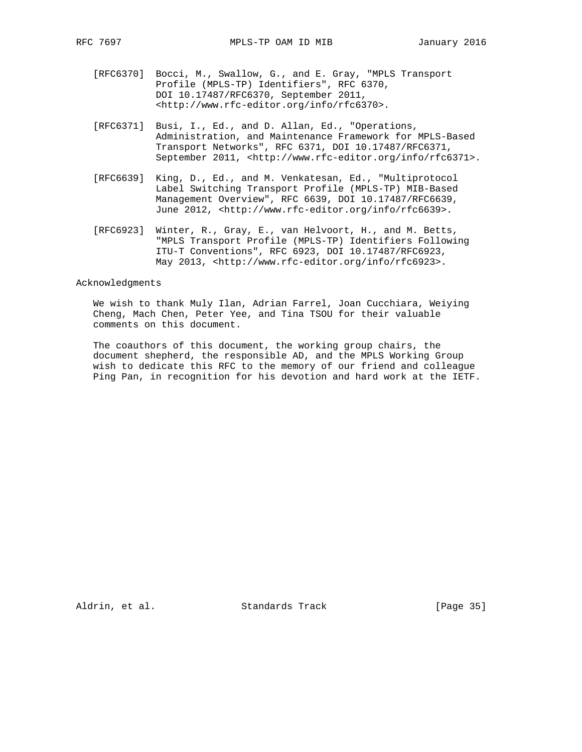[RFC6370] Bocci, M., Swallow, G., and E. Gray, "MPLS Transport Profile (MPLS-TP) Identifiers", RFC 6370, DOI 10.17487/RFC6370, September 2011, <http://www.rfc-editor.org/info/rfc6370>.

[RFC6371] Busi, I., Ed., and D. Allan, Ed., "Operations, Administration, and Maintenance Framework for MPLS-Based Transport Networks", RFC 6371, DOI 10.17487/RFC6371, September 2011, <http://www.rfc-editor.org/info/rfc6371>.

[RFC6639] King, D., Ed., and M. Venkatesan, Ed., "Multiprotocol Label Switching Transport Profile (MPLS-TP) MIB-Based Management Overview", RFC 6639, DOI 10.17487/RFC6639, June 2012, <http://www.rfc-editor.org/info/rfc6639>.

[RFC6923] Winter, R., Gray, E., van Helvoort, H., and M. Betts, "MPLS Transport Profile (MPLS-TP) Identifiers Following ITU-T Conventions", RFC 6923, DOI 10.17487/RFC6923, May 2013, <http://www.rfc-editor.org/info/rfc6923>.

## Acknowledgments

We wish to thank Muly Ilan, Adrian Farrel, Joan Cucchiara, Weiying Cheng, Mach Chen, Peter Yee, and Tina TSOU for their valuable comments on this document.

The coauthors of this document, the working group chairs, the document shepherd, the responsible AD, and the MPLS Working Group wish to dedicate this RFC to the memory of our friend and colleague Ping Pan, in recognition for his devotion and hard work at the IETF.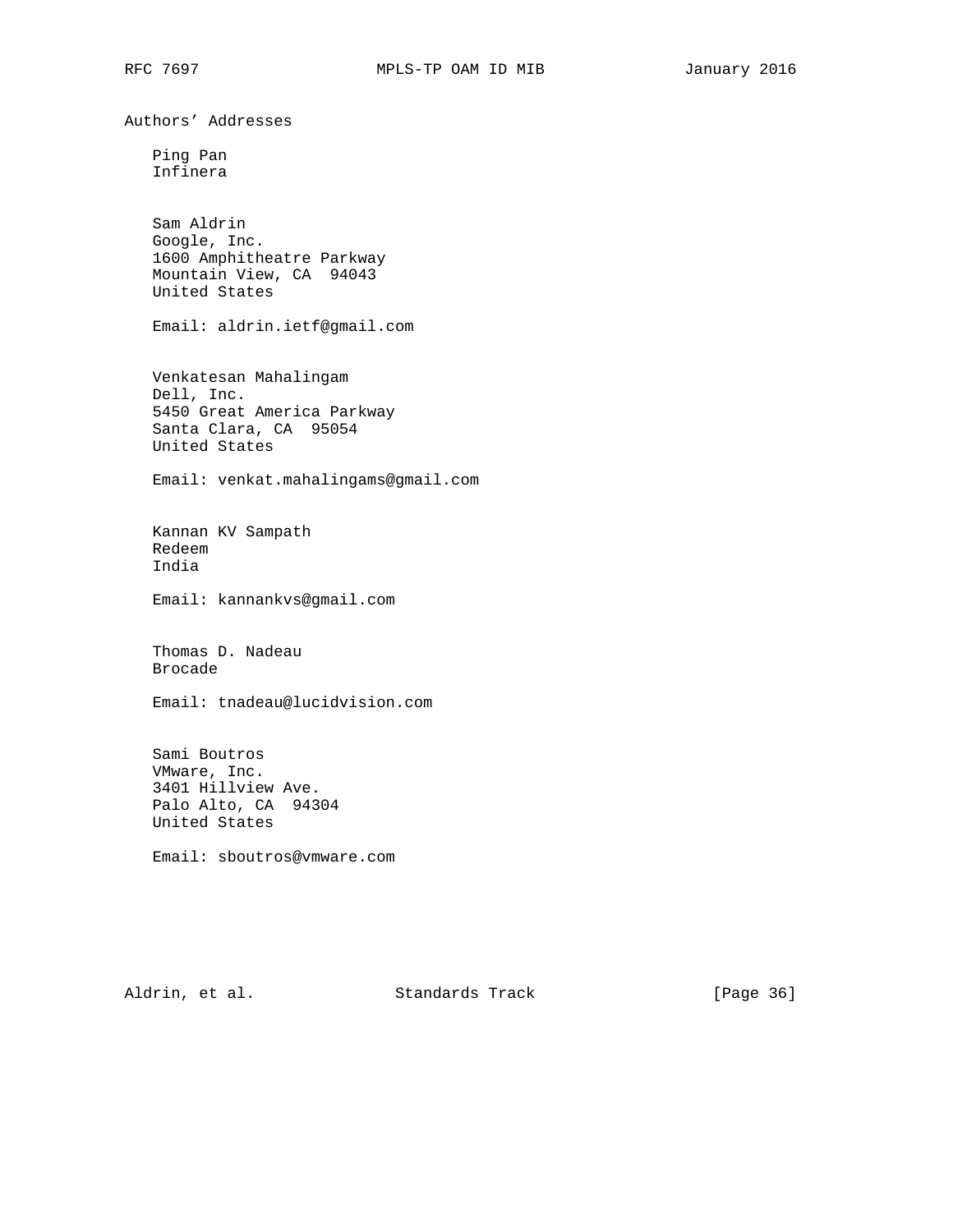## Authors' Addresses

Ping Pan  
Infinera

Sam Aldrin  
Google, Inc.  
1600 Amphitheatre Parkway  
Mountain View, CA  94043  
United States

Email: aldrin.ietf@gmail.com

Venkatesan Mahalingam  
Dell, Inc.  
5450 Great America Parkway  
Santa Clara, CA  95054  
United States

Email: venkat.mahalingams@gmail.com

Kannan KV Sampath  
Redeem  
India

Email: kannankvs@gmail.com

Thomas D. Nadeau  
Brocade

Email: tnadeau@lucidvision.com

Sami Boutros  
VMware, Inc.  
3401 Hillview Ave.  
Palo Alto, CA  94304  
United States

Email: sboutros@vmware.com